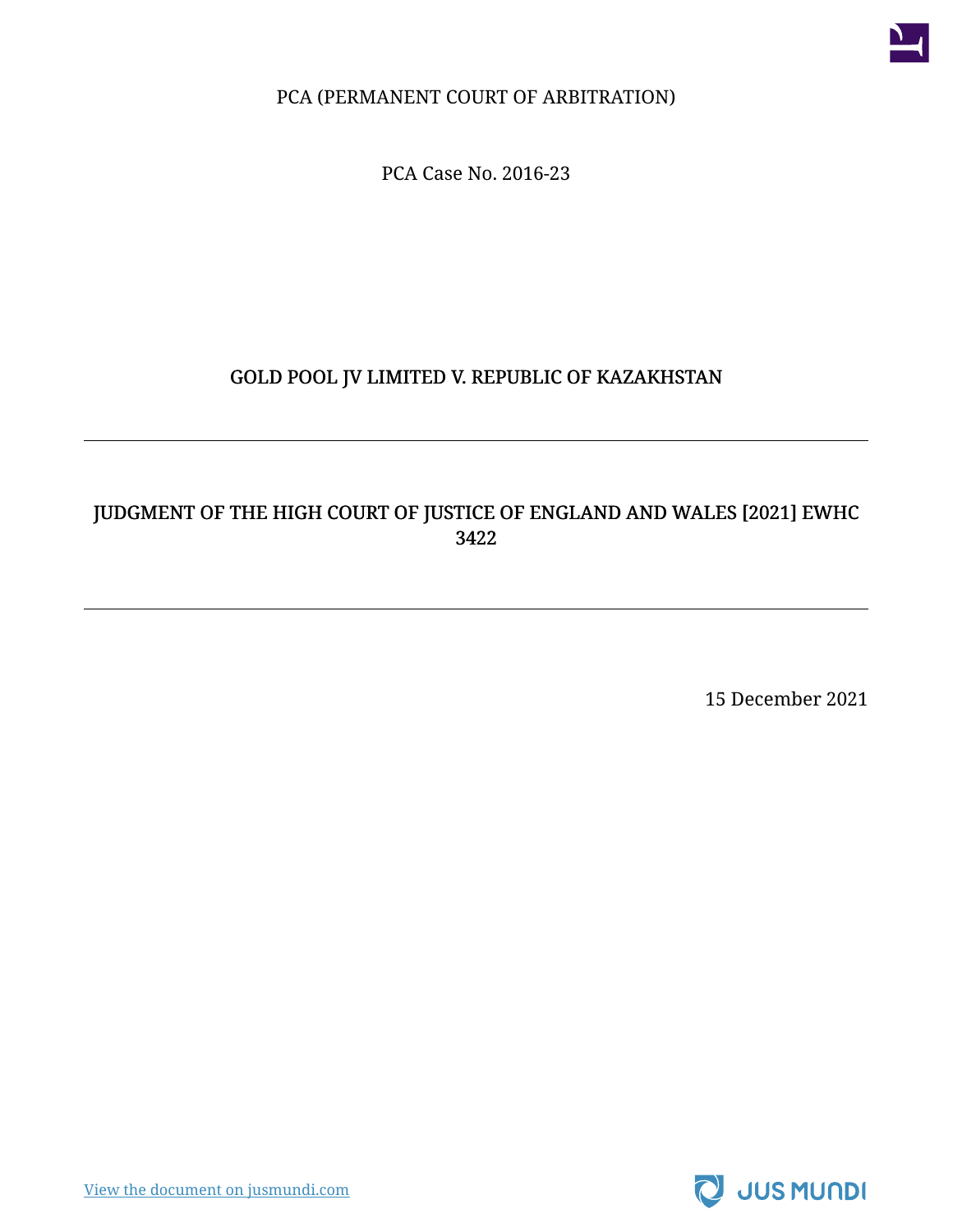PCA (PERMANENT COURT OF ARBITRATION)

PCA Case No. 2016-23

# GOLD POOL JV LIMITED V. REPUBLIC OF KAZAKHSTAN

---

## JUDGMENT OF THE HIGH COURT OF JUSTICE OF ENGLAND AND WALES [2021] EWHC 3422

---

15 December 2021

[View the document on jusmundi.com](https://jusmundi.com)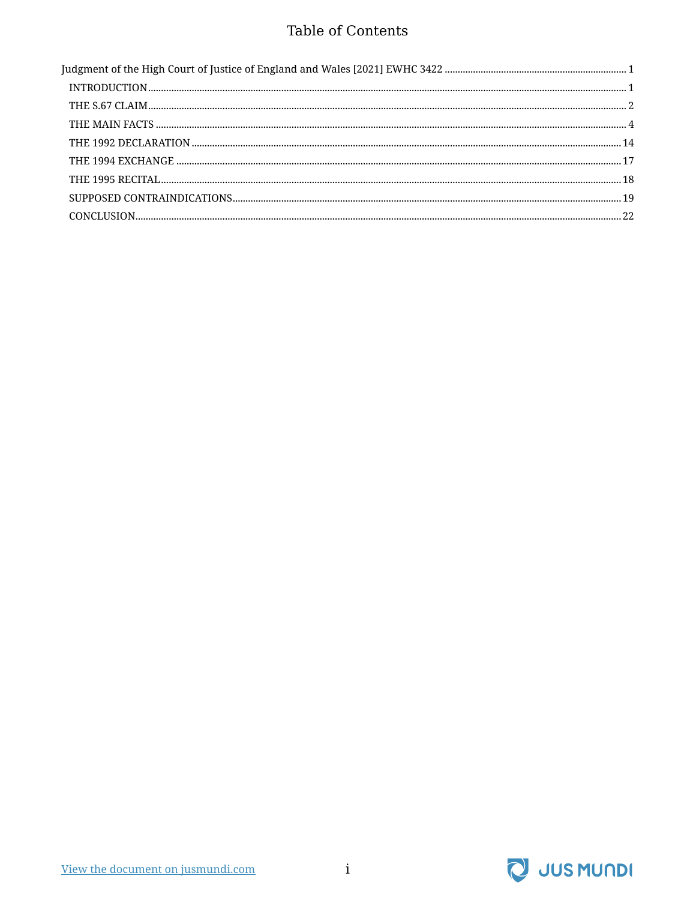# Table of Contents

Judgment of the High Court of Justice of England and Wales [2021] EWHC 3422 .......... 1

- INTRODUCTION .......... 1
- THE S.67 CLAIM .......... 2
- THE MAIN FACTS .......... 4
- THE 1992 DECLARATION .......... 14
- THE 1994 EXCHANGE .......... 17
- THE 1995 RECITAL .......... 18
- SUPPOSED CONTRAINDICATIONS .......... 19
- CONCLUSION .......... 22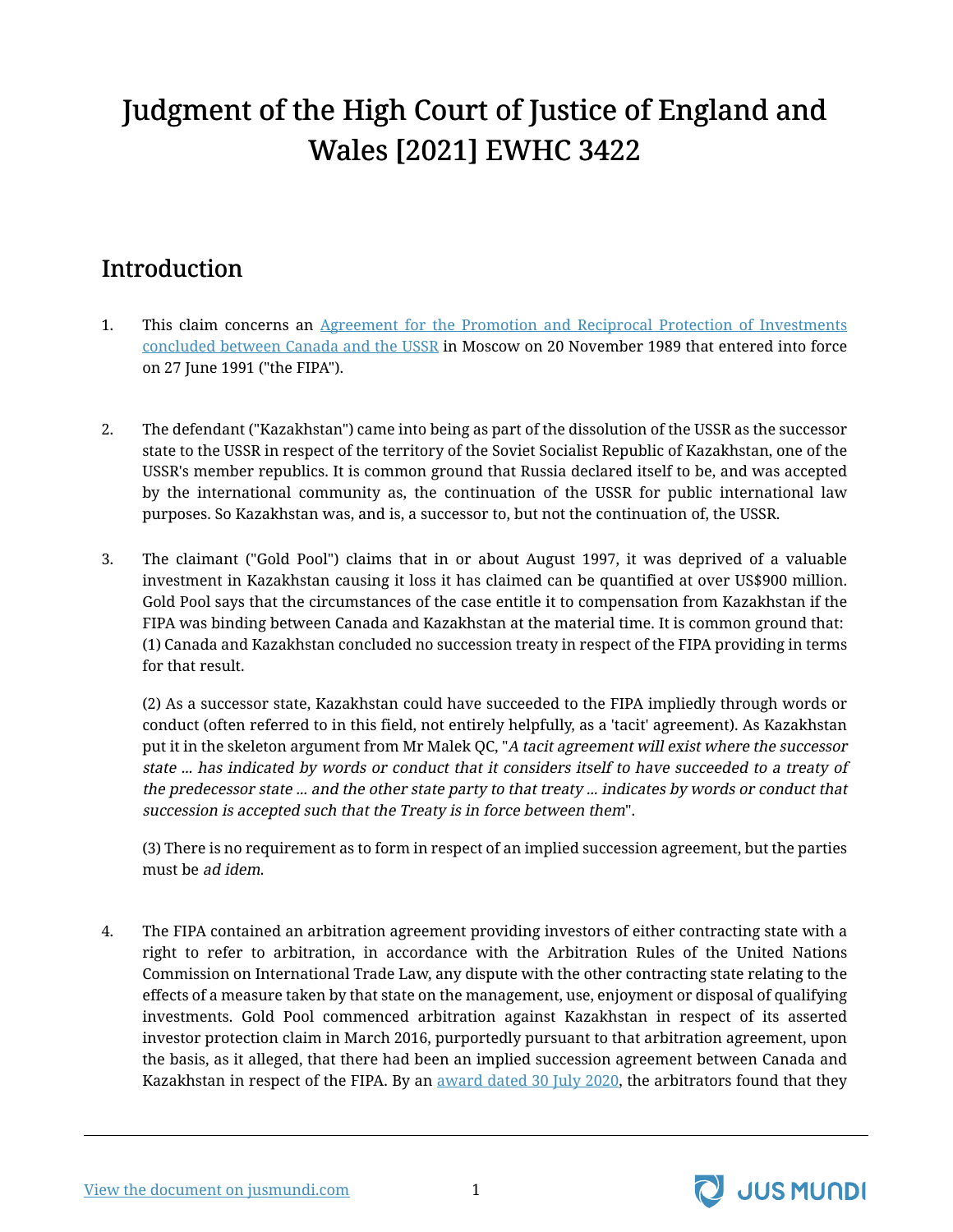# Judgment of the High Court of Justice of England and Wales [2021] EWHC 3422

## Introduction

1. This claim concerns an [Agreement for the Promotion and Reciprocal Protection of Investments concluded between Canada and the USSR](#) in Moscow on 20 November 1989 that entered into force on 27 June 1991 ("the FIPA").

2. The defendant ("Kazakhstan") came into being as part of the dissolution of the USSR as the successor state to the USSR in respect of the territory of the Soviet Socialist Republic of Kazakhstan, one of the USSR's member republics. It is common ground that Russia declared itself to be, and was accepted by the international community as, the continuation of the USSR for public international law purposes. So Kazakhstan was, and is, a successor to, but not the continuation of, the USSR.

3. The claimant ("Gold Pool") claims that in or about August 1997, it was deprived of a valuable investment in Kazakhstan causing it loss it has claimed can be quantified at over US$900 million. Gold Pool says that the circumstances of the case entitle it to compensation from Kazakhstan if the FIPA was binding between Canada and Kazakhstan at the material time. It is common ground that:
(1) Canada and Kazakhstan concluded no succession treaty in respect of the FIPA providing in terms for that result.

   (2) As a successor state, Kazakhstan could have succeeded to the FIPA impliedly through words or conduct (often referred to in this field, not entirely helpfully, as a 'tacit' agreement). As Kazakhstan put it in the skeleton argument from Mr Malek QC, "*A tacit agreement will exist where the successor state ... has indicated by words or conduct that it considers itself to have succeeded to a treaty of the predecessor state ... and the other state party to that treaty ... indicates by words or conduct that succession is accepted such that the Treaty is in force between them*".

   (3) There is no requirement as to form in respect of an implied succession agreement, but the parties must be *ad idem*.

4. The FIPA contained an arbitration agreement providing investors of either contracting state with a right to refer to arbitration, in accordance with the Arbitration Rules of the United Nations Commission on International Trade Law, any dispute with the other contracting state relating to the effects of a measure taken by that state on the management, use, enjoyment or disposal of qualifying investments. Gold Pool commenced arbitration against Kazakhstan in respect of its asserted investor protection claim in March 2016, purportedly pursuant to that arbitration agreement, upon the basis, as it alleged, that there had been an implied succession agreement between Canada and Kazakhstan in respect of the FIPA. By an [award dated 30 July 2020](#), the arbitrators found that they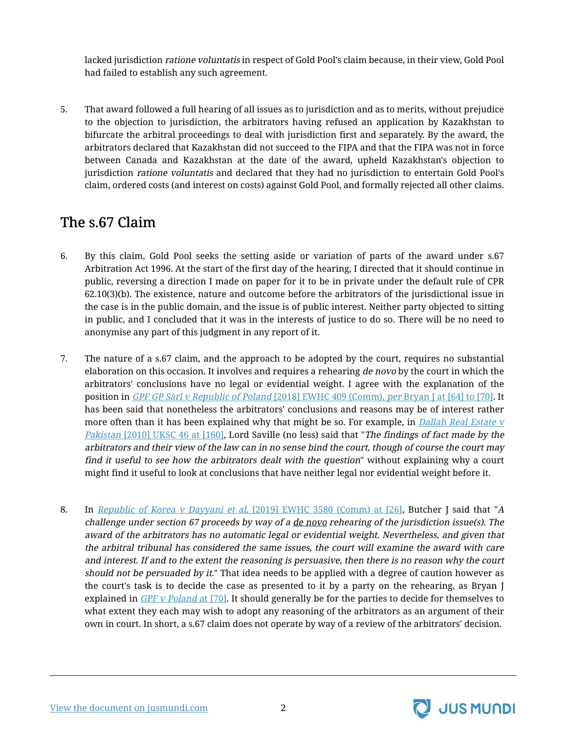lacked jurisdiction *ratione voluntatis* in respect of Gold Pool's claim because, in their view, Gold Pool had failed to establish any such agreement.

5. That award followed a full hearing of all issues as to jurisdiction and as to merits, without prejudice to the objection to jurisdiction, the arbitrators having refused an application by Kazakhstan to bifurcate the arbitral proceedings to deal with jurisdiction first and separately. By the award, the arbitrators declared that Kazakhstan did not succeed to the FIPA and that the FIPA was not in force between Canada and Kazakhstan at the date of the award, upheld Kazakhstan's objection to jurisdiction *ratione voluntatis* and declared that they had no jurisdiction to entertain Gold Pool's claim, ordered costs (and interest on costs) against Gold Pool, and formally rejected all other claims.

## The s.67 Claim

6. By this claim, Gold Pool seeks the setting aside or variation of parts of the award under s.67 Arbitration Act 1996. At the start of the first day of the hearing, I directed that it should continue in public, reversing a direction I made on paper for it to be in private under the default rule of CPR 62.10(3)(b). The existence, nature and outcome before the arbitrators of the jurisdictional issue in the case is in the public domain, and the issue is of public interest. Neither party objected to sitting in public, and I concluded that it was in the interests of justice to do so. There will be no need to anonymise any part of this judgment in any report of it.

7. The nature of a s.67 claim, and the approach to be adopted by the court, requires no substantial elaboration on this occasion. It involves and requires a rehearing *de novo* by the court in which the arbitrators' conclusions have no legal or evidential weight. I agree with the explanation of the position in *GPF GP Sàrl v Republic of Poland* [2018] EWHC 409 (Comm), *per* Bryan J at [64] to [70]. It has been said that nonetheless the arbitrators' conclusions and reasons may be of interest rather more often than it has been explained why that might be so. For example, in *Dallah Real Estate v Pakistan* [2010] UKSC 46 at [160], Lord Saville (no less) said that "*The findings of fact made by the arbitrators and their view of the law can in no sense bind the court, though of course the court may find it useful to see how the arbitrators dealt with the question*" without explaining why a court might find it useful to look at conclusions that have neither legal nor evidential weight before it.

8. In *Republic of Korea v Dayyani et al*, [2019] EWHC 3580 (Comm) at [26], Butcher J said that "*A challenge under section 67 proceeds by way of a de novo rehearing of the jurisdiction issue(s). The award of the arbitrators has no automatic legal or evidential weight. Nevertheless, and given that the arbitral tribunal has considered the same issues, the court will examine the award with care and interest. If and to the extent the reasoning is persuasive, then there is no reason why the court should not be persuaded by it.*" That idea needs to be applied with a degree of caution however as the court's task is to decide the case as presented to it by a party on the rehearing, as Bryan J explained in *GPF v Poland* at [70]. It should generally be for the parties to decide for themselves to what extent they each may wish to adopt any reasoning of the arbitrators as an argument of their own in court. In short, a s.67 claim does not operate by way of a review of the arbitrators' decision.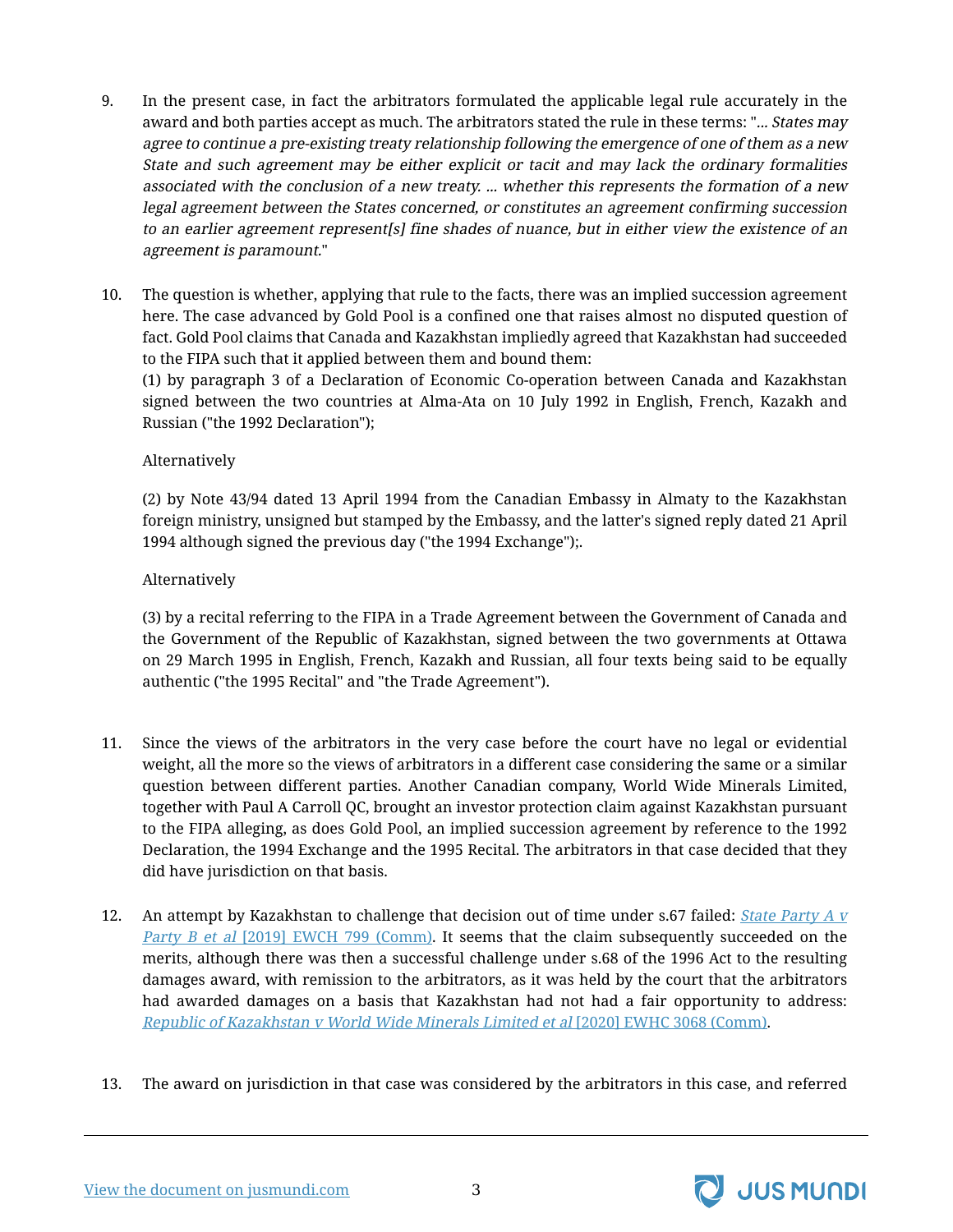9. In the present case, in fact the arbitrators formulated the applicable legal rule accurately in the award and both parties accept as much. The arbitrators stated the rule in these terms: "*... States may agree to continue a pre-existing treaty relationship following the emergence of one of them as a new State and such agreement may be either explicit or tacit and may lack the ordinary formalities associated with the conclusion of a new treaty. ... whether this represents the formation of a new legal agreement between the States concerned, or constitutes an agreement confirming succession to an earlier agreement represent[s] fine shades of nuance, but in either view the existence of an agreement is paramount.*"

10. The question is whether, applying that rule to the facts, there was an implied succession agreement here. The case advanced by Gold Pool is a confined one that raises almost no disputed question of fact. Gold Pool claims that Canada and Kazakhstan impliedly agreed that Kazakhstan had succeeded to the FIPA such that it applied between them and bound them:

    (1) by paragraph 3 of a Declaration of Economic Co-operation between Canada and Kazakhstan signed between the two countries at Alma-Ata on 10 July 1992 in English, French, Kazakh and Russian ("the 1992 Declaration");

    Alternatively

    (2) by Note 43/94 dated 13 April 1994 from the Canadian Embassy in Almaty to the Kazakhstan foreign ministry, unsigned but stamped by the Embassy, and the latter's signed reply dated 21 April 1994 although signed the previous day ("the 1994 Exchange");.

    Alternatively

    (3) by a recital referring to the FIPA in a Trade Agreement between the Government of Canada and the Government of the Republic of Kazakhstan, signed between the two governments at Ottawa on 29 March 1995 in English, French, Kazakh and Russian, all four texts being said to be equally authentic ("the 1995 Recital" and "the Trade Agreement").

11. Since the views of the arbitrators in the very case before the court have no legal or evidential weight, all the more so the views of arbitrators in a different case considering the same or a similar question between different parties. Another Canadian company, World Wide Minerals Limited, together with Paul A Carroll QC, brought an investor protection claim against Kazakhstan pursuant to the FIPA alleging, as does Gold Pool, an implied succession agreement by reference to the 1992 Declaration, the 1994 Exchange and the 1995 Recital. The arbitrators in that case decided that they did have jurisdiction on that basis.

12. An attempt by Kazakhstan to challenge that decision out of time under s.67 failed: *State Party A v Party B et al* [2019] EWCH 799 (Comm). It seems that the claim subsequently succeeded on the merits, although there was then a successful challenge under s.68 of the 1996 Act to the resulting damages award, with remission to the arbitrators, as it was held by the court that the arbitrators had awarded damages on a basis that Kazakhstan had not had a fair opportunity to address: *Republic of Kazakhstan v World Wide Minerals Limited et al* [2020] EWHC 3068 (Comm).

13. The award on jurisdiction in that case was considered by the arbitrators in this case, and referred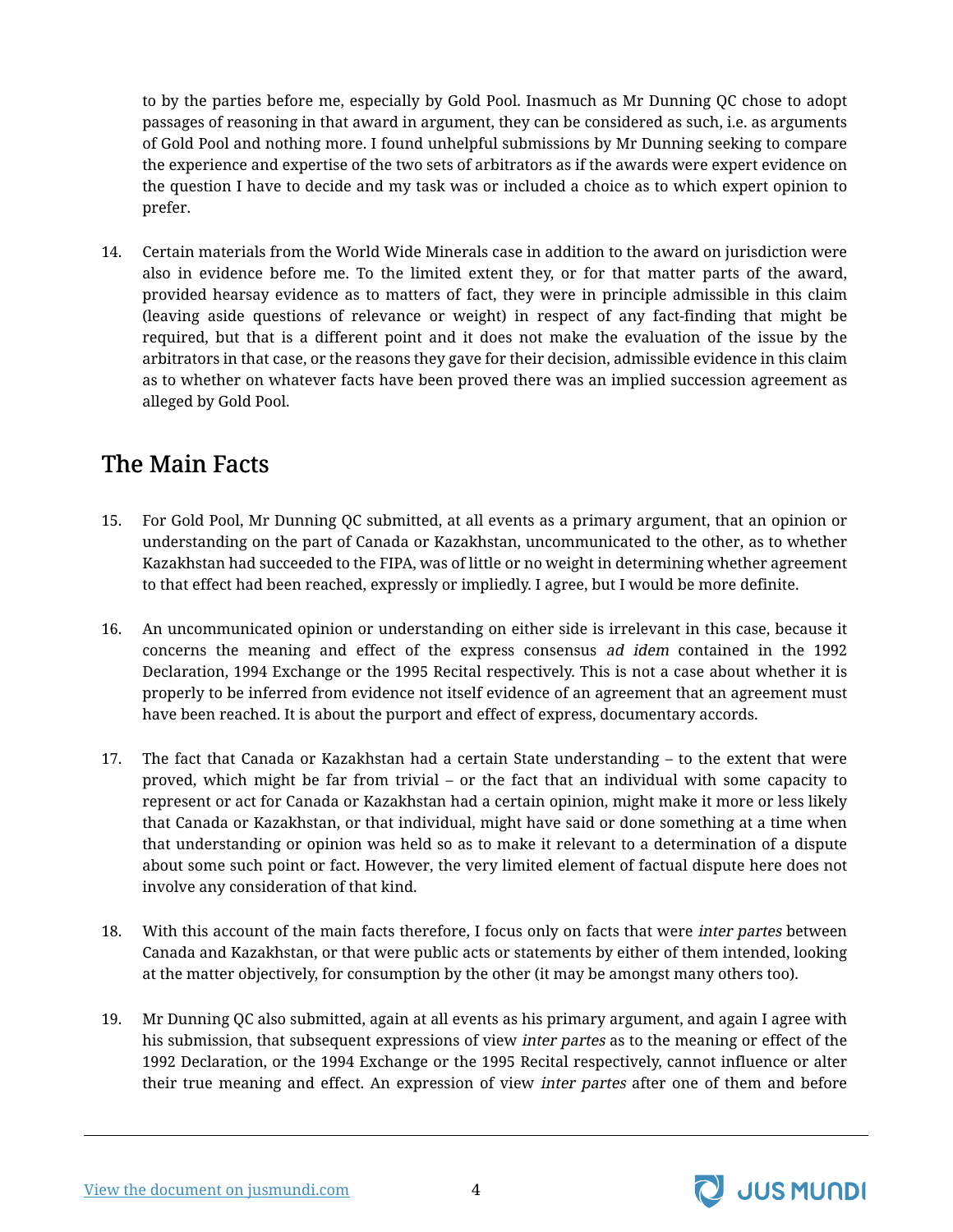to by the parties before me, especially by Gold Pool. Inasmuch as Mr Dunning QC chose to adopt passages of reasoning in that award in argument, they can be considered as such, i.e. as arguments of Gold Pool and nothing more. I found unhelpful submissions by Mr Dunning seeking to compare the experience and expertise of the two sets of arbitrators as if the awards were expert evidence on the question I have to decide and my task was or included a choice as to which expert opinion to prefer.

14. Certain materials from the World Wide Minerals case in addition to the award on jurisdiction were also in evidence before me. To the limited extent they, or for that matter parts of the award, provided hearsay evidence as to matters of fact, they were in principle admissible in this claim (leaving aside questions of relevance or weight) in respect of any fact-finding that might be required, but that is a different point and it does not make the evaluation of the issue by the arbitrators in that case, or the reasons they gave for their decision, admissible evidence in this claim as to whether on whatever facts have been proved there was an implied succession agreement as alleged by Gold Pool.

## The Main Facts

15. For Gold Pool, Mr Dunning QC submitted, at all events as a primary argument, that an opinion or understanding on the part of Canada or Kazakhstan, uncommunicated to the other, as to whether Kazakhstan had succeeded to the FIPA, was of little or no weight in determining whether agreement to that effect had been reached, expressly or impliedly. I agree, but I would be more definite.

16. An uncommunicated opinion or understanding on either side is irrelevant in this case, because it concerns the meaning and effect of the express consensus *ad idem* contained in the 1992 Declaration, 1994 Exchange or the 1995 Recital respectively. This is not a case about whether it is properly to be inferred from evidence not itself evidence of an agreement that an agreement must have been reached. It is about the purport and effect of express, documentary accords.

17. The fact that Canada or Kazakhstan had a certain State understanding – to the extent that were proved, which might be far from trivial – or the fact that an individual with some capacity to represent or act for Canada or Kazakhstan had a certain opinion, might make it more or less likely that Canada or Kazakhstan, or that individual, might have said or done something at a time when that understanding or opinion was held so as to make it relevant to a determination of a dispute about some such point or fact. However, the very limited element of factual dispute here does not involve any consideration of that kind.

18. With this account of the main facts therefore, I focus only on facts that were *inter partes* between Canada and Kazakhstan, or that were public acts or statements by either of them intended, looking at the matter objectively, for consumption by the other (it may be amongst many others too).

19. Mr Dunning QC also submitted, again at all events as his primary argument, and again I agree with his submission, that subsequent expressions of view *inter partes* as to the meaning or effect of the 1992 Declaration, or the 1994 Exchange or the 1995 Recital respectively, cannot influence or alter their true meaning and effect. An expression of view *inter partes* after one of them and before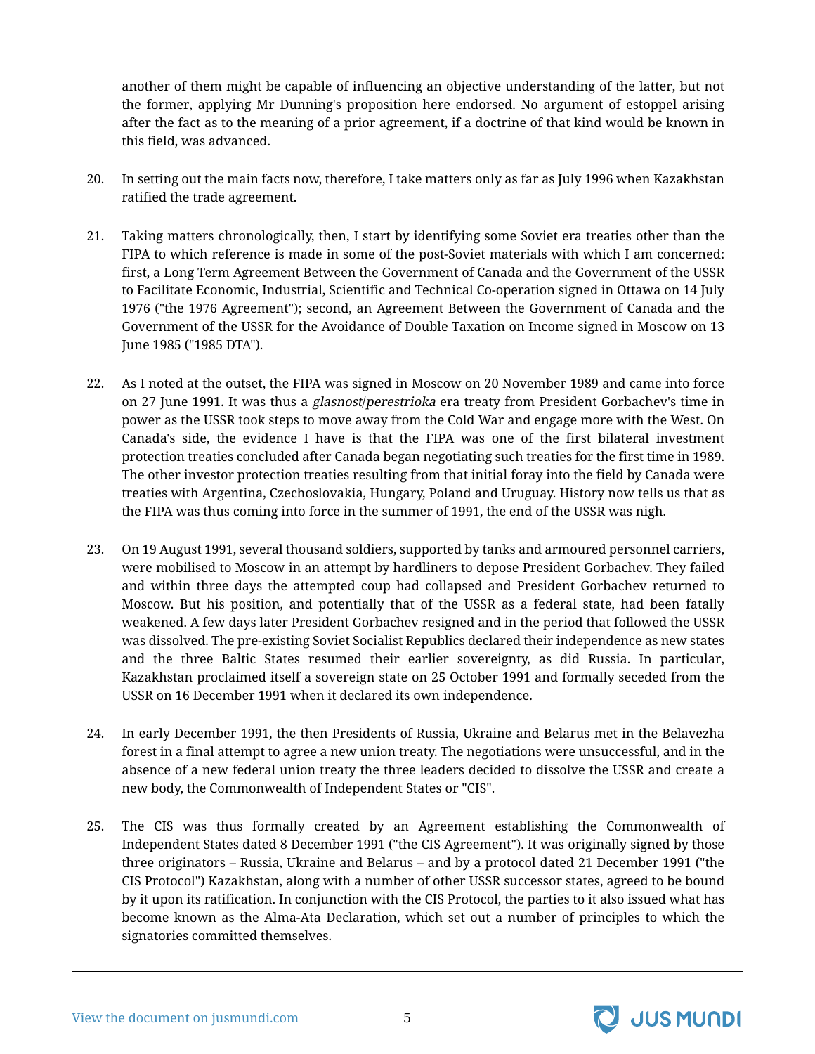another of them might be capable of influencing an objective understanding of the latter, but not the former, applying Mr Dunning's proposition here endorsed. No argument of estoppel arising after the fact as to the meaning of a prior agreement, if a doctrine of that kind would be known in this field, was advanced.

20. In setting out the main facts now, therefore, I take matters only as far as July 1996 when Kazakhstan ratified the trade agreement.

21. Taking matters chronologically, then, I start by identifying some Soviet era treaties other than the FIPA to which reference is made in some of the post-Soviet materials with which I am concerned: first, a Long Term Agreement Between the Government of Canada and the Government of the USSR to Facilitate Economic, Industrial, Scientific and Technical Co-operation signed in Ottawa on 14 July 1976 ("the 1976 Agreement"); second, an Agreement Between the Government of Canada and the Government of the USSR for the Avoidance of Double Taxation on Income signed in Moscow on 13 June 1985 ("1985 DTA").

22. As I noted at the outset, the FIPA was signed in Moscow on 20 November 1989 and came into force on 27 June 1991. It was thus a *glasnost*/*perestrioka* era treaty from President Gorbachev's time in power as the USSR took steps to move away from the Cold War and engage more with the West. On Canada's side, the evidence I have is that the FIPA was one of the first bilateral investment protection treaties concluded after Canada began negotiating such treaties for the first time in 1989. The other investor protection treaties resulting from that initial foray into the field by Canada were treaties with Argentina, Czechoslovakia, Hungary, Poland and Uruguay. History now tells us that as the FIPA was thus coming into force in the summer of 1991, the end of the USSR was nigh.

23. On 19 August 1991, several thousand soldiers, supported by tanks and armoured personnel carriers, were mobilised to Moscow in an attempt by hardliners to depose President Gorbachev. They failed and within three days the attempted coup had collapsed and President Gorbachev returned to Moscow. But his position, and potentially that of the USSR as a federal state, had been fatally weakened. A few days later President Gorbachev resigned and in the period that followed the USSR was dissolved. The pre-existing Soviet Socialist Republics declared their independence as new states and the three Baltic States resumed their earlier sovereignty, as did Russia. In particular, Kazakhstan proclaimed itself a sovereign state on 25 October 1991 and formally seceded from the USSR on 16 December 1991 when it declared its own independence.

24. In early December 1991, the then Presidents of Russia, Ukraine and Belarus met in the Belavezha forest in a final attempt to agree a new union treaty. The negotiations were unsuccessful, and in the absence of a new federal union treaty the three leaders decided to dissolve the USSR and create a new body, the Commonwealth of Independent States or "CIS".

25. The CIS was thus formally created by an Agreement establishing the Commonwealth of Independent States dated 8 December 1991 ("the CIS Agreement"). It was originally signed by those three originators – Russia, Ukraine and Belarus – and by a protocol dated 21 December 1991 ("the CIS Protocol") Kazakhstan, along with a number of other USSR successor states, agreed to be bound by it upon its ratification. In conjunction with the CIS Protocol, the parties to it also issued what has become known as the Alma-Ata Declaration, which set out a number of principles to which the signatories committed themselves.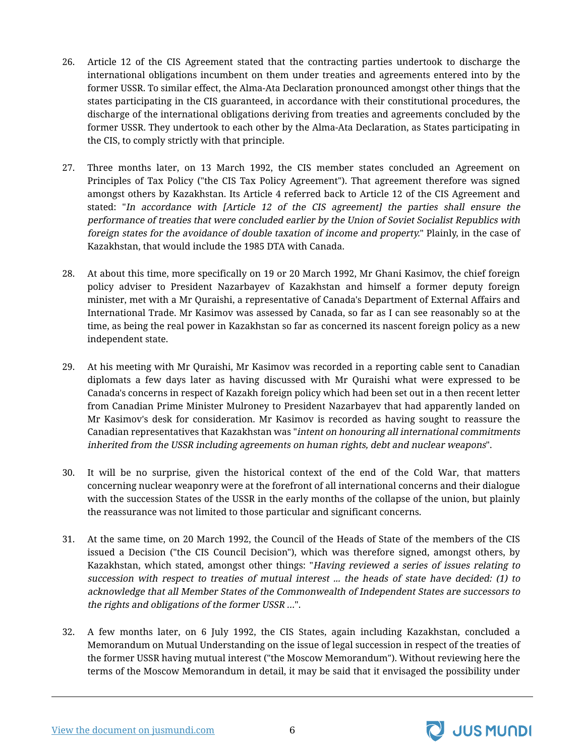26. Article 12 of the CIS Agreement stated that the contracting parties undertook to discharge the international obligations incumbent on them under treaties and agreements entered into by the former USSR. To similar effect, the Alma-Ata Declaration pronounced amongst other things that the states participating in the CIS guaranteed, in accordance with their constitutional procedures, the discharge of the international obligations deriving from treaties and agreements concluded by the former USSR. They undertook to each other by the Alma-Ata Declaration, as States participating in the CIS, to comply strictly with that principle.

27. Three months later, on 13 March 1992, the CIS member states concluded an Agreement on Principles of Tax Policy ("the CIS Tax Policy Agreement"). That agreement therefore was signed amongst others by Kazakhstan. Its Article 4 referred back to Article 12 of the CIS Agreement and stated: "*In accordance with [Article 12 of the CIS agreement] the parties shall ensure the performance of treaties that were concluded earlier by the Union of Soviet Socialist Republics with foreign states for the avoidance of double taxation of income and property.*" Plainly, in the case of Kazakhstan, that would include the 1985 DTA with Canada.

28. At about this time, more specifically on 19 or 20 March 1992, Mr Ghani Kasimov, the chief foreign policy adviser to President Nazarbayev of Kazakhstan and himself a former deputy foreign minister, met with a Mr Quraishi, a representative of Canada's Department of External Affairs and International Trade. Mr Kasimov was assessed by Canada, so far as I can see reasonably so at the time, as being the real power in Kazakhstan so far as concerned its nascent foreign policy as a new independent state.

29. At his meeting with Mr Quraishi, Mr Kasimov was recorded in a reporting cable sent to Canadian diplomats a few days later as having discussed with Mr Quraishi what were expressed to be Canada's concerns in respect of Kazakh foreign policy which had been set out in a then recent letter from Canadian Prime Minister Mulroney to President Nazarbayev that had apparently landed on Mr Kasimov's desk for consideration. Mr Kasimov is recorded as having sought to reassure the Canadian representatives that Kazakhstan was "*intent on honouring all international commitments inherited from the USSR including agreements on human rights, debt and nuclear weapons*".

30. It will be no surprise, given the historical context of the end of the Cold War, that matters concerning nuclear weaponry were at the forefront of all international concerns and their dialogue with the succession States of the USSR in the early months of the collapse of the union, but plainly the reassurance was not limited to those particular and significant concerns.

31. At the same time, on 20 March 1992, the Council of the Heads of State of the members of the CIS issued a Decision ("the CIS Council Decision"), which was therefore signed, amongst others, by Kazakhstan, which stated, amongst other things: "*Having reviewed a series of issues relating to succession with respect to treaties of mutual interest ... the heads of state have decided: (1) to acknowledge that all Member States of the Commonwealth of Independent States are successors to the rights and obligations of the former USSR ...*".

32. A few months later, on 6 July 1992, the CIS States, again including Kazakhstan, concluded a Memorandum on Mutual Understanding on the issue of legal succession in respect of the treaties of the former USSR having mutual interest ("the Moscow Memorandum"). Without reviewing here the terms of the Moscow Memorandum in detail, it may be said that it envisaged the possibility under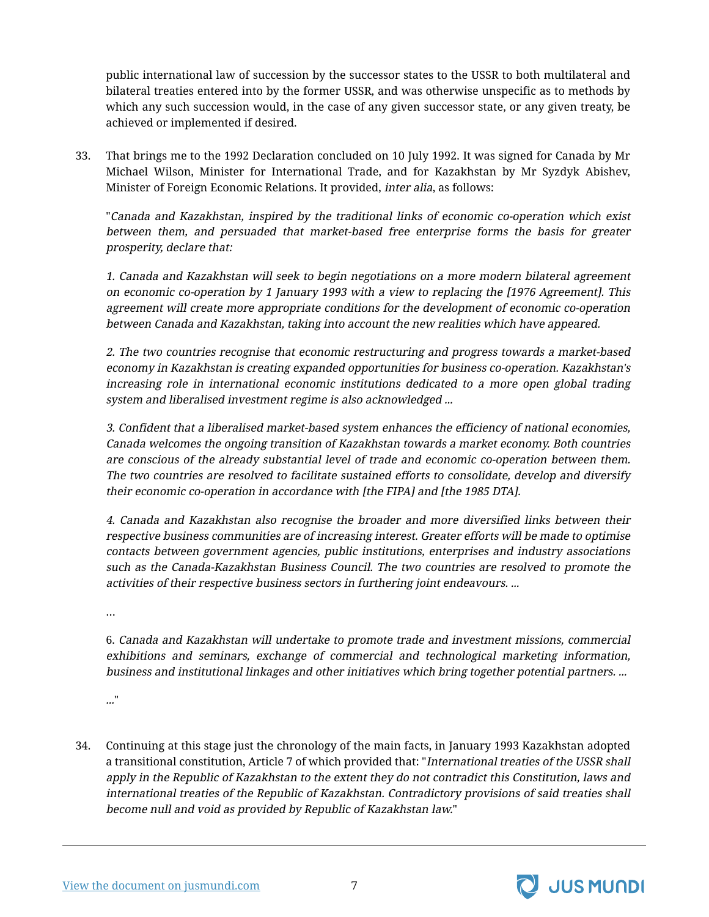public international law of succession by the successor states to the USSR to both multilateral and bilateral treaties entered into by the former USSR, and was otherwise unspecific as to methods by which any such succession would, in the case of any given successor state, or any given treaty, be achieved or implemented if desired.

33. That brings me to the 1992 Declaration concluded on 10 July 1992. It was signed for Canada by Mr Michael Wilson, Minister for International Trade, and for Kazakhstan by Mr Syzdyk Abishev, Minister of Foreign Economic Relations. It provided, *inter alia*, as follows:

> "*Canada and Kazakhstan, inspired by the traditional links of economic co-operation which exist between them, and persuaded that market-based free enterprise forms the basis for greater prosperity, declare that:*
>
> *1. Canada and Kazakhstan will seek to begin negotiations on a more modern bilateral agreement on economic co-operation by 1 January 1993 with a view to replacing the [1976 Agreement]. This agreement will create more appropriate conditions for the development of economic co-operation between Canada and Kazakhstan, taking into account the new realities which have appeared.*
>
> *2. The two countries recognise that economic restructuring and progress towards a market-based economy in Kazakhstan is creating expanded opportunities for business co-operation. Kazakhstan's increasing role in international economic institutions dedicated to a more open global trading system and liberalised investment regime is also acknowledged ...*
>
> *3. Confident that a liberalised market-based system enhances the efficiency of national economies, Canada welcomes the ongoing transition of Kazakhstan towards a market economy. Both countries are conscious of the already substantial level of trade and economic co-operation between them. The two countries are resolved to facilitate sustained efforts to consolidate, develop and diversify their economic co-operation in accordance with [the FIPA] and [the 1985 DTA].*
>
> *4. Canada and Kazakhstan also recognise the broader and more diversified links between their respective business communities are of increasing interest. Greater efforts will be made to optimise contacts between government agencies, public institutions, enterprises and industry associations such as the Canada-Kazakhstan Business Council. The two countries are resolved to promote the activities of their respective business sectors in furthering joint endeavours. ...*
>
> ...
>
> 6. *Canada and Kazakhstan will undertake to promote trade and investment missions, commercial exhibitions and seminars, exchange of commercial and technological marketing information, business and institutional linkages and other initiatives which bring together potential partners. ...*
>
> *...*"

34. Continuing at this stage just the chronology of the main facts, in January 1993 Kazakhstan adopted a transitional constitution, Article 7 of which provided that: "*International treaties of the USSR shall apply in the Republic of Kazakhstan to the extent they do not contradict this Constitution, laws and international treaties of the Republic of Kazakhstan. Contradictory provisions of said treaties shall become null and void as provided by Republic of Kazakhstan law.*"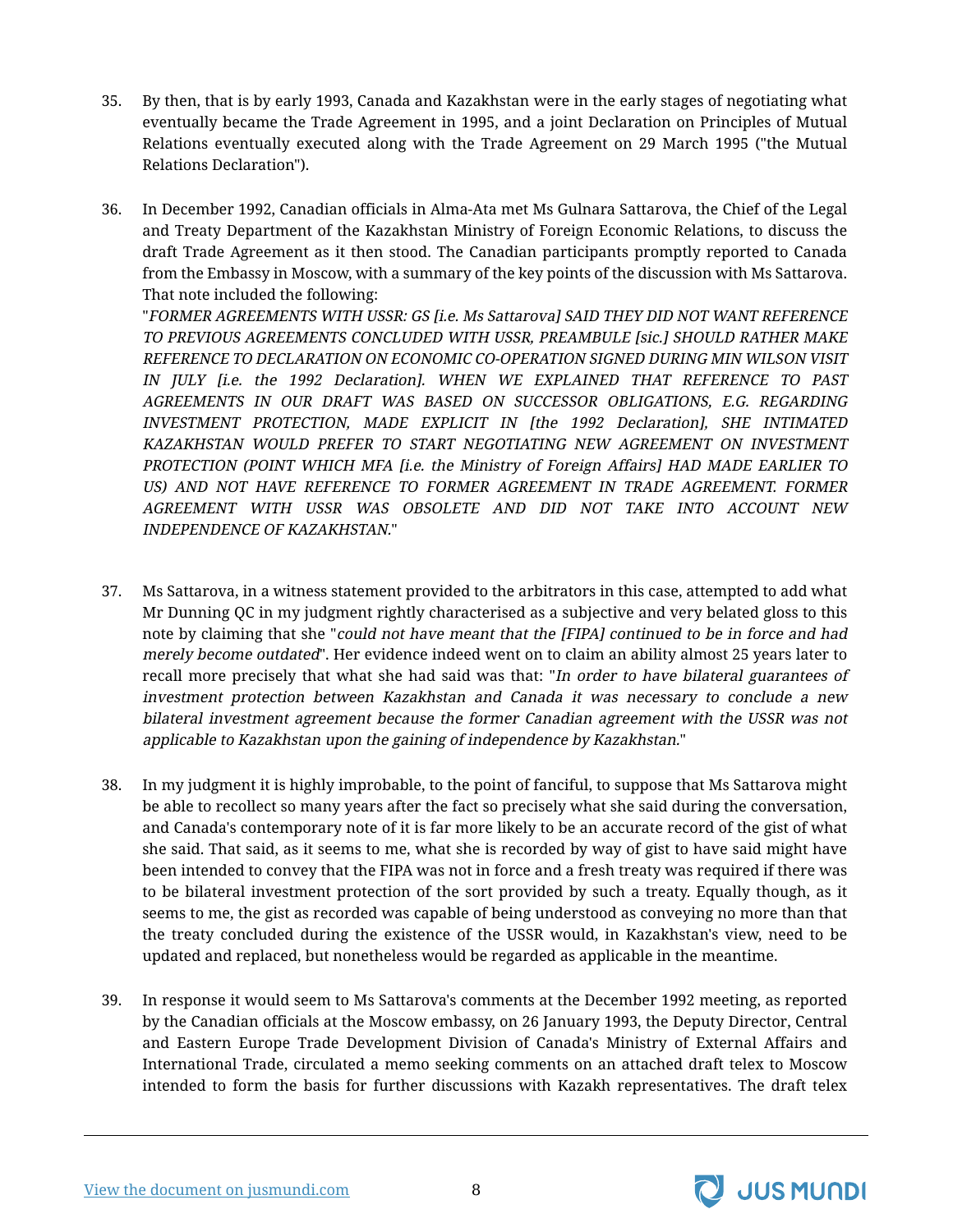35. By then, that is by early 1993, Canada and Kazakhstan were in the early stages of negotiating what eventually became the Trade Agreement in 1995, and a joint Declaration on Principles of Mutual Relations eventually executed along with the Trade Agreement on 29 March 1995 ("the Mutual Relations Declaration").

36. In December 1992, Canadian officials in Alma-Ata met Ms Gulnara Sattarova, the Chief of the Legal and Treaty Department of the Kazakhstan Ministry of Foreign Economic Relations, to discuss the draft Trade Agreement as it then stood. The Canadian participants promptly reported to Canada from the Embassy in Moscow, with a summary of the key points of the discussion with Ms Sattarova. That note included the following:
"*FORMER AGREEMENTS WITH USSR: GS [i.e. Ms Sattarova] SAID THEY DID NOT WANT REFERENCE TO PREVIOUS AGREEMENTS CONCLUDED WITH USSR, PREAMBULE [sic.] SHOULD RATHER MAKE REFERENCE TO DECLARATION ON ECONOMIC CO-OPERATION SIGNED DURING MIN WILSON VISIT IN JULY [i.e. the 1992 Declaration]. WHEN WE EXPLAINED THAT REFERENCE TO PAST AGREEMENTS IN OUR DRAFT WAS BASED ON SUCCESSOR OBLIGATIONS, E.G. REGARDING INVESTMENT PROTECTION, MADE EXPLICIT IN [the 1992 Declaration], SHE INTIMATED KAZAKHSTAN WOULD PREFER TO START NEGOTIATING NEW AGREEMENT ON INVESTMENT PROTECTION (POINT WHICH MFA [i.e. the Ministry of Foreign Affairs] HAD MADE EARLIER TO US) AND NOT HAVE REFERENCE TO FORMER AGREEMENT IN TRADE AGREEMENT. FORMER AGREEMENT WITH USSR WAS OBSOLETE AND DID NOT TAKE INTO ACCOUNT NEW INDEPENDENCE OF KAZAKHSTAN.*"

37. Ms Sattarova, in a witness statement provided to the arbitrators in this case, attempted to add what Mr Dunning QC in my judgment rightly characterised as a subjective and very belated gloss to this note by claiming that she "*could not have meant that the [FIPA] continued to be in force and had merely become outdated*". Her evidence indeed went on to claim an ability almost 25 years later to recall more precisely that what she had said was that: "*In order to have bilateral guarantees of investment protection between Kazakhstan and Canada it was necessary to conclude a new bilateral investment agreement because the former Canadian agreement with the USSR was not applicable to Kazakhstan upon the gaining of independence by Kazakhstan.*"

38. In my judgment it is highly improbable, to the point of fanciful, to suppose that Ms Sattarova might be able to recollect so many years after the fact so precisely what she said during the conversation, and Canada's contemporary note of it is far more likely to be an accurate record of the gist of what she said. That said, as it seems to me, what she is recorded by way of gist to have said might have been intended to convey that the FIPA was not in force and a fresh treaty was required if there was to be bilateral investment protection of the sort provided by such a treaty. Equally though, as it seems to me, the gist as recorded was capable of being understood as conveying no more than that the treaty concluded during the existence of the USSR would, in Kazakhstan's view, need to be updated and replaced, but nonetheless would be regarded as applicable in the meantime.

39. In response it would seem to Ms Sattarova's comments at the December 1992 meeting, as reported by the Canadian officials at the Moscow embassy, on 26 January 1993, the Deputy Director, Central and Eastern Europe Trade Development Division of Canada's Ministry of External Affairs and International Trade, circulated a memo seeking comments on an attached draft telex to Moscow intended to form the basis for further discussions with Kazakh representatives. The draft telex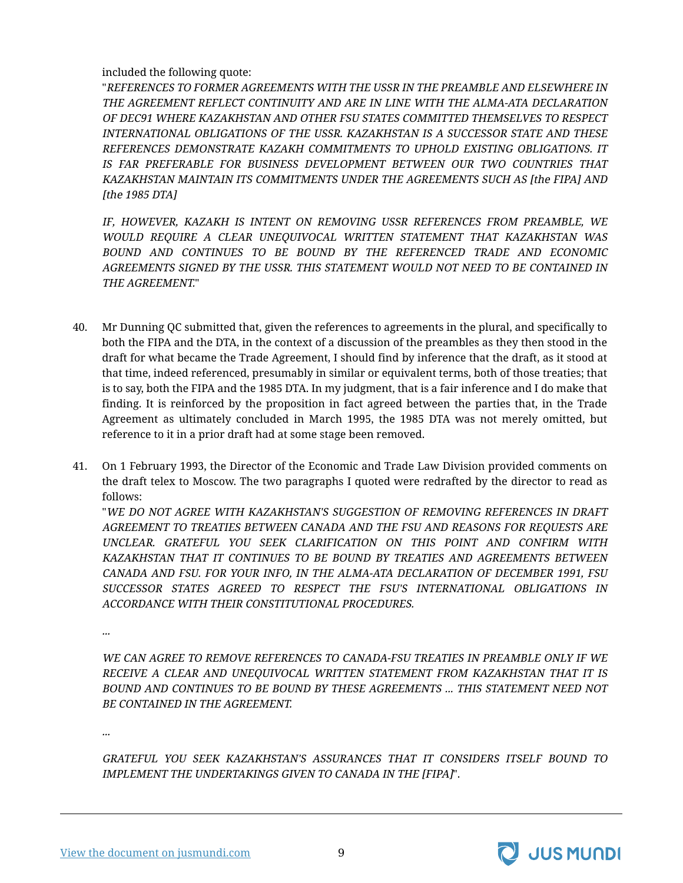included the following quote:

"*REFERENCES TO FORMER AGREEMENTS WITH THE USSR IN THE PREAMBLE AND ELSEWHERE IN THE AGREEMENT REFLECT CONTINUITY AND ARE IN LINE WITH THE ALMA-ATA DECLARATION OF DEC91 WHERE KAZAKHSTAN AND OTHER FSU STATES COMMITTED THEMSELVES TO RESPECT INTERNATIONAL OBLIGATIONS OF THE USSR. KAZAKHSTAN IS A SUCCESSOR STATE AND THESE REFERENCES DEMONSTRATE KAZAKH COMMITMENTS TO UPHOLD EXISTING OBLIGATIONS. IT IS FAR PREFERABLE FOR BUSINESS DEVELOPMENT BETWEEN OUR TWO COUNTRIES THAT KAZAKHSTAN MAINTAIN ITS COMMITMENTS UNDER THE AGREEMENTS SUCH AS [the FIPA] AND [the 1985 DTA]*

*IF, HOWEVER, KAZAKH IS INTENT ON REMOVING USSR REFERENCES FROM PREAMBLE, WE WOULD REQUIRE A CLEAR UNEQUIVOCAL WRITTEN STATEMENT THAT KAZAKHSTAN WAS BOUND AND CONTINUES TO BE BOUND BY THE REFERENCED TRADE AND ECONOMIC AGREEMENTS SIGNED BY THE USSR. THIS STATEMENT WOULD NOT NEED TO BE CONTAINED IN THE AGREEMENT.*"

40. Mr Dunning QC submitted that, given the references to agreements in the plural, and specifically to both the FIPA and the DTA, in the context of a discussion of the preambles as they then stood in the draft for what became the Trade Agreement, I should find by inference that the draft, as it stood at that time, indeed referenced, presumably in similar or equivalent terms, both of those treaties; that is to say, both the FIPA and the 1985 DTA. In my judgment, that is a fair inference and I do make that finding. It is reinforced by the proposition in fact agreed between the parties that, in the Trade Agreement as ultimately concluded in March 1995, the 1985 DTA was not merely omitted, but reference to it in a prior draft had at some stage been removed.

41. On 1 February 1993, the Director of the Economic and Trade Law Division provided comments on the draft telex to Moscow. The two paragraphs I quoted were redrafted by the director to read as follows:

"*WE DO NOT AGREE WITH KAZAKHSTAN'S SUGGESTION OF REMOVING REFERENCES IN DRAFT AGREEMENT TO TREATIES BETWEEN CANADA AND THE FSU AND REASONS FOR REQUESTS ARE UNCLEAR. GRATEFUL YOU SEEK CLARIFICATION ON THIS POINT AND CONFIRM WITH KAZAKHSTAN THAT IT CONTINUES TO BE BOUND BY TREATIES AND AGREEMENTS BETWEEN CANADA AND FSU. FOR YOUR INFO, IN THE ALMA-ATA DECLARATION OF DECEMBER 1991, FSU SUCCESSOR STATES AGREED TO RESPECT THE FSU'S INTERNATIONAL OBLIGATIONS IN ACCORDANCE WITH THEIR CONSTITUTIONAL PROCEDURES.*

*...*

*WE CAN AGREE TO REMOVE REFERENCES TO CANADA-FSU TREATIES IN PREAMBLE ONLY IF WE RECEIVE A CLEAR AND UNEQUIVOCAL WRITTEN STATEMENT FROM KAZAKHSTAN THAT IT IS BOUND AND CONTINUES TO BE BOUND BY THESE AGREEMENTS ... THIS STATEMENT NEED NOT BE CONTAINED IN THE AGREEMENT.*

*...*

*GRATEFUL YOU SEEK KAZAKHSTAN'S ASSURANCES THAT IT CONSIDERS ITSELF BOUND TO IMPLEMENT THE UNDERTAKINGS GIVEN TO CANADA IN THE [FIPA]*".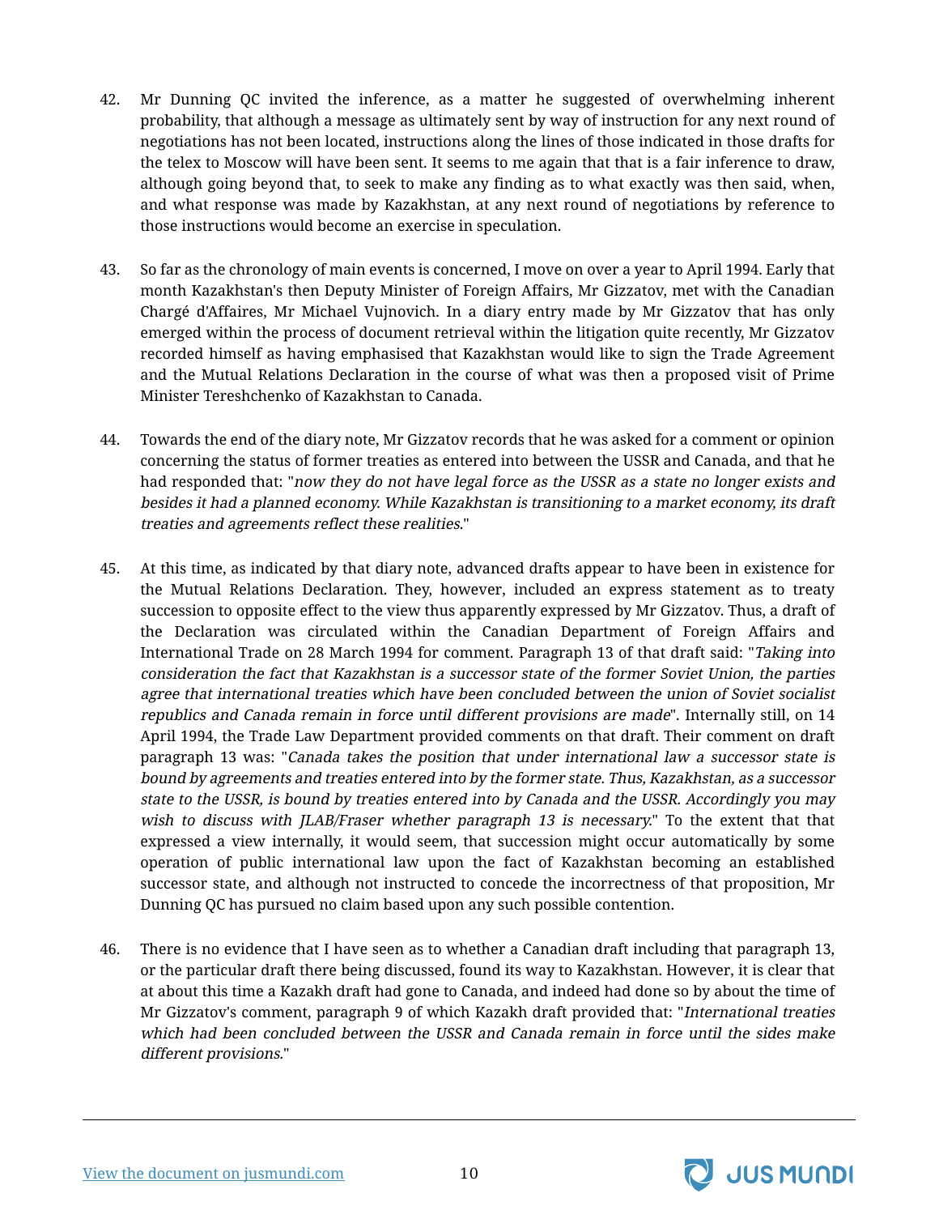42. Mr Dunning QC invited the inference, as a matter he suggested of overwhelming inherent probability, that although a message as ultimately sent by way of instruction for any next round of negotiations has not been located, instructions along the lines of those indicated in those drafts for the telex to Moscow will have been sent. It seems to me again that that is a fair inference to draw, although going beyond that, to seek to make any finding as to what exactly was then said, when, and what response was made by Kazakhstan, at any next round of negotiations by reference to those instructions would become an exercise in speculation.

43. So far as the chronology of main events is concerned, I move on over a year to April 1994. Early that month Kazakhstan's then Deputy Minister of Foreign Affairs, Mr Gizzatov, met with the Canadian Chargé d'Affaires, Mr Michael Vujnovich. In a diary entry made by Mr Gizzatov that has only emerged within the process of document retrieval within the litigation quite recently, Mr Gizzatov recorded himself as having emphasised that Kazakhstan would like to sign the Trade Agreement and the Mutual Relations Declaration in the course of what was then a proposed visit of Prime Minister Tereshchenko of Kazakhstan to Canada.

44. Towards the end of the diary note, Mr Gizzatov records that he was asked for a comment or opinion concerning the status of former treaties as entered into between the USSR and Canada, and that he had responded that: "*now they do not have legal force as the USSR as a state no longer exists and besides it had a planned economy. While Kazakhstan is transitioning to a market economy, its draft treaties and agreements reflect these realities.*"

45. At this time, as indicated by that diary note, advanced drafts appear to have been in existence for the Mutual Relations Declaration. They, however, included an express statement as to treaty succession to opposite effect to the view thus apparently expressed by Mr Gizzatov. Thus, a draft of the Declaration was circulated within the Canadian Department of Foreign Affairs and International Trade on 28 March 1994 for comment. Paragraph 13 of that draft said: "*Taking into consideration the fact that Kazakhstan is a successor state of the former Soviet Union, the parties agree that international treaties which have been concluded between the union of Soviet socialist republics and Canada remain in force until different provisions are made*". Internally still, on 14 April 1994, the Trade Law Department provided comments on that draft. Their comment on draft paragraph 13 was: "*Canada takes the position that under international law a successor state is bound by agreements and treaties entered into by the former state. Thus, Kazakhstan, as a successor state to the USSR, is bound by treaties entered into by Canada and the USSR. Accordingly you may wish to discuss with JLAB/Fraser whether paragraph 13 is necessary.*" To the extent that that expressed a view internally, it would seem, that succession might occur automatically by some operation of public international law upon the fact of Kazakhstan becoming an established successor state, and although not instructed to concede the incorrectness of that proposition, Mr Dunning QC has pursued no claim based upon any such possible contention.

46. There is no evidence that I have seen as to whether a Canadian draft including that paragraph 13, or the particular draft there being discussed, found its way to Kazakhstan. However, it is clear that at about this time a Kazakh draft had gone to Canada, and indeed had done so by about the time of Mr Gizzatov's comment, paragraph 9 of which Kazakh draft provided that: "*International treaties which had been concluded between the USSR and Canada remain in force until the sides make different provisions.*"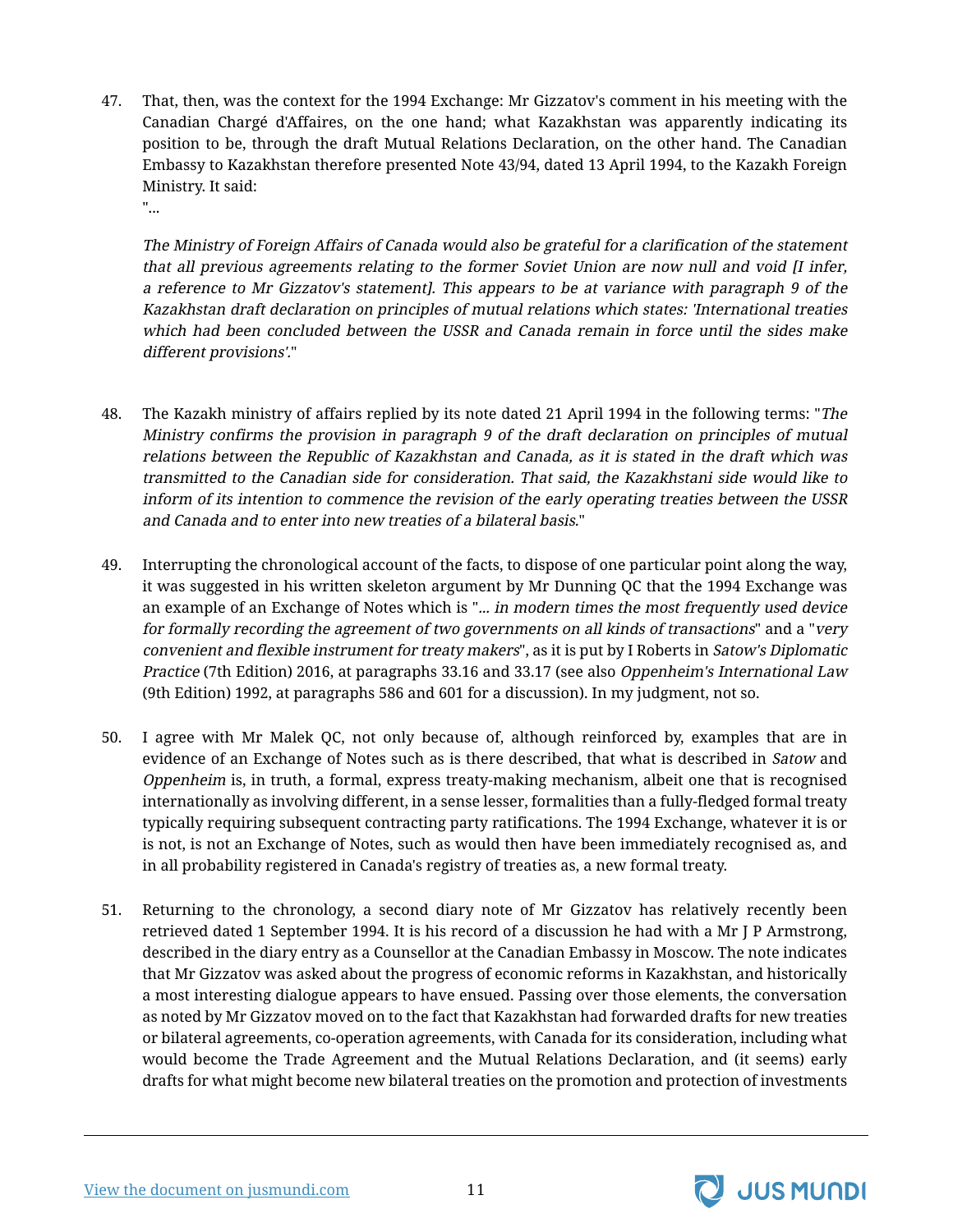47. That, then, was the context for the 1994 Exchange: Mr Gizzatov's comment in his meeting with the Canadian Chargé d'Affaires, on the one hand; what Kazakhstan was apparently indicating its position to be, through the draft Mutual Relations Declaration, on the other hand. The Canadian Embassy to Kazakhstan therefore presented Note 43/94, dated 13 April 1994, to the Kazakh Foreign Ministry. It said:

"...

*The Ministry of Foreign Affairs of Canada would also be grateful for a clarification of the statement that all previous agreements relating to the former Soviet Union are now null and void [I infer, a reference to Mr Gizzatov's statement]. This appears to be at variance with paragraph 9 of the Kazakhstan draft declaration on principles of mutual relations which states: 'International treaties which had been concluded between the USSR and Canada remain in force until the sides make different provisions'.*"

48. The Kazakh ministry of affairs replied by its note dated 21 April 1994 in the following terms: "*The Ministry confirms the provision in paragraph 9 of the draft declaration on principles of mutual relations between the Republic of Kazakhstan and Canada, as it is stated in the draft which was transmitted to the Canadian side for consideration. That said, the Kazakhstani side would like to inform of its intention to commence the revision of the early operating treaties between the USSR and Canada and to enter into new treaties of a bilateral basis.*"

49. Interrupting the chronological account of the facts, to dispose of one particular point along the way, it was suggested in his written skeleton argument by Mr Dunning QC that the 1994 Exchange was an example of an Exchange of Notes which is "*... in modern times the most frequently used device for formally recording the agreement of two governments on all kinds of transactions*" and a "*very convenient and flexible instrument for treaty makers*", as it is put by I Roberts in *Satow's Diplomatic Practice* (7th Edition) 2016, at paragraphs 33.16 and 33.17 (see also *Oppenheim's International Law* (9th Edition) 1992, at paragraphs 586 and 601 for a discussion). In my judgment, not so.

50. I agree with Mr Malek QC, not only because of, although reinforced by, examples that are in evidence of an Exchange of Notes such as is there described, that what is described in *Satow* and *Oppenheim* is, in truth, a formal, express treaty-making mechanism, albeit one that is recognised internationally as involving different, in a sense lesser, formalities than a fully-fledged formal treaty typically requiring subsequent contracting party ratifications. The 1994 Exchange, whatever it is or is not, is not an Exchange of Notes, such as would then have been immediately recognised as, and in all probability registered in Canada's registry of treaties as, a new formal treaty.

51. Returning to the chronology, a second diary note of Mr Gizzatov has relatively recently been retrieved dated 1 September 1994. It is his record of a discussion he had with a Mr J P Armstrong, described in the diary entry as a Counsellor at the Canadian Embassy in Moscow. The note indicates that Mr Gizzatov was asked about the progress of economic reforms in Kazakhstan, and historically a most interesting dialogue appears to have ensued. Passing over those elements, the conversation as noted by Mr Gizzatov moved on to the fact that Kazakhstan had forwarded drafts for new treaties or bilateral agreements, co-operation agreements, with Canada for its consideration, including what would become the Trade Agreement and the Mutual Relations Declaration, and (it seems) early drafts for what might become new bilateral treaties on the promotion and protection of investments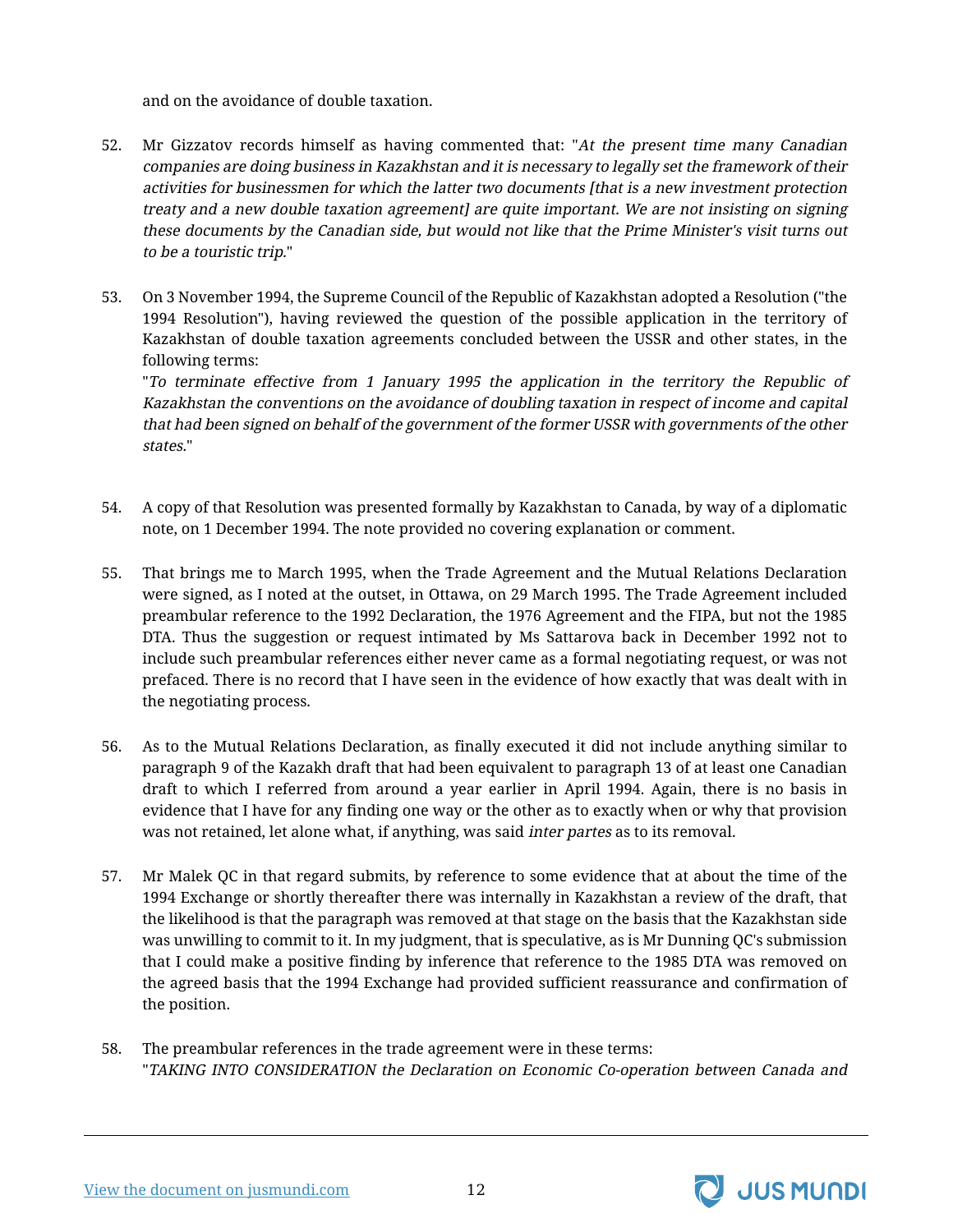and on the avoidance of double taxation.

52. Mr Gizzatov records himself as having commented that: "*At the present time many Canadian companies are doing business in Kazakhstan and it is necessary to legally set the framework of their activities for businessmen for which the latter two documents [that is a new investment protection treaty and a new double taxation agreement] are quite important. We are not insisting on signing these documents by the Canadian side, but would not like that the Prime Minister's visit turns out to be a touristic trip.*"

53. On 3 November 1994, the Supreme Council of the Republic of Kazakhstan adopted a Resolution ("the 1994 Resolution"), having reviewed the question of the possible application in the territory of Kazakhstan of double taxation agreements concluded between the USSR and other states, in the following terms:
"*To terminate effective from 1 January 1995 the application in the territory the Republic of Kazakhstan the conventions on the avoidance of doubling taxation in respect of income and capital that had been signed on behalf of the government of the former USSR with governments of the other states.*"

54. A copy of that Resolution was presented formally by Kazakhstan to Canada, by way of a diplomatic note, on 1 December 1994. The note provided no covering explanation or comment.

55. That brings me to March 1995, when the Trade Agreement and the Mutual Relations Declaration were signed, as I noted at the outset, in Ottawa, on 29 March 1995. The Trade Agreement included preambular reference to the 1992 Declaration, the 1976 Agreement and the FIPA, but not the 1985 DTA. Thus the suggestion or request intimated by Ms Sattarova back in December 1992 not to include such preambular references either never came as a formal negotiating request, or was not prefaced. There is no record that I have seen in the evidence of how exactly that was dealt with in the negotiating process.

56. As to the Mutual Relations Declaration, as finally executed it did not include anything similar to paragraph 9 of the Kazakh draft that had been equivalent to paragraph 13 of at least one Canadian draft to which I referred from around a year earlier in April 1994. Again, there is no basis in evidence that I have for any finding one way or the other as to exactly when or why that provision was not retained, let alone what, if anything, was said *inter partes* as to its removal.

57. Mr Malek QC in that regard submits, by reference to some evidence that at about the time of the 1994 Exchange or shortly thereafter there was internally in Kazakhstan a review of the draft, that the likelihood is that the paragraph was removed at that stage on the basis that the Kazakhstan side was unwilling to commit to it. In my judgment, that is speculative, as is Mr Dunning QC's submission that I could make a positive finding by inference that reference to the 1985 DTA was removed on the agreed basis that the 1994 Exchange had provided sufficient reassurance and confirmation of the position.

58. The preambular references in the trade agreement were in these terms:
"*TAKING INTO CONSIDERATION the Declaration on Economic Co-operation between Canada and*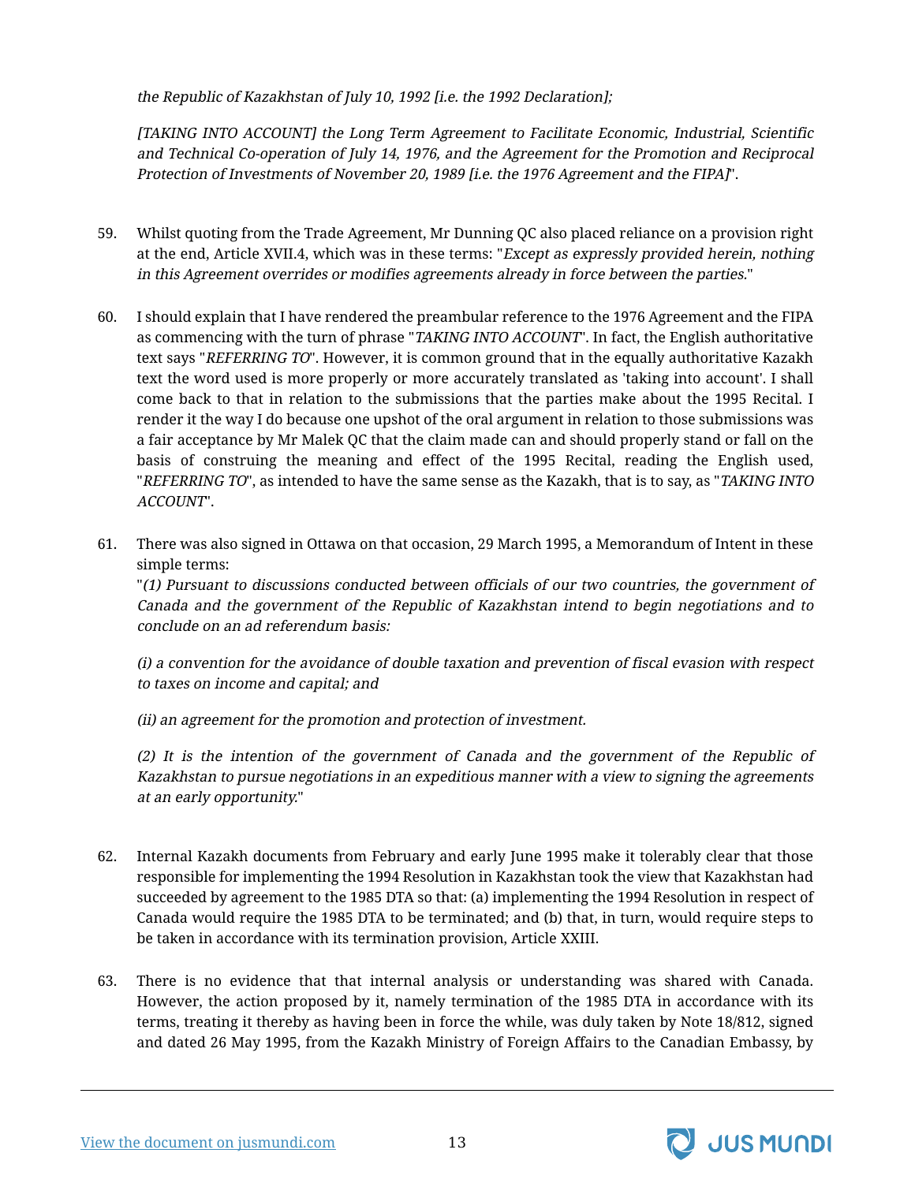*the Republic of Kazakhstan of July 10, 1992 [i.e. the 1992 Declaration];*

*[TAKING INTO ACCOUNT] the Long Term Agreement to Facilitate Economic, Industrial, Scientific and Technical Co-operation of July 14, 1976, and the Agreement for the Promotion and Reciprocal Protection of Investments of November 20, 1989 [i.e. the 1976 Agreement and the FIPA]*".

59. Whilst quoting from the Trade Agreement, Mr Dunning QC also placed reliance on a provision right at the end, Article XVII.4, which was in these terms: "*Except as expressly provided herein, nothing in this Agreement overrides or modifies agreements already in force between the parties.*"

60. I should explain that I have rendered the preambular reference to the 1976 Agreement and the FIPA as commencing with the turn of phrase "*TAKING INTO ACCOUNT*". In fact, the English authoritative text says "*REFERRING TO*". However, it is common ground that in the equally authoritative Kazakh text the word used is more properly or more accurately translated as 'taking into account'. I shall come back to that in relation to the submissions that the parties make about the 1995 Recital. I render it the way I do because one upshot of the oral argument in relation to those submissions was a fair acceptance by Mr Malek QC that the claim made can and should properly stand or fall on the basis of construing the meaning and effect of the 1995 Recital, reading the English used, "*REFERRING TO*", as intended to have the same sense as the Kazakh, that is to say, as "*TAKING INTO ACCOUNT*".

61. There was also signed in Ottawa on that occasion, 29 March 1995, a Memorandum of Intent in these simple terms:

"*(1) Pursuant to discussions conducted between officials of our two countries, the government of Canada and the government of the Republic of Kazakhstan intend to begin negotiations and to conclude on an ad referendum basis:*

*(i) a convention for the avoidance of double taxation and prevention of fiscal evasion with respect to taxes on income and capital; and*

*(ii) an agreement for the promotion and protection of investment.*

*(2) It is the intention of the government of Canada and the government of the Republic of Kazakhstan to pursue negotiations in an expeditious manner with a view to signing the agreements at an early opportunity.*"

62. Internal Kazakh documents from February and early June 1995 make it tolerably clear that those responsible for implementing the 1994 Resolution in Kazakhstan took the view that Kazakhstan had succeeded by agreement to the 1985 DTA so that: (a) implementing the 1994 Resolution in respect of Canada would require the 1985 DTA to be terminated; and (b) that, in turn, would require steps to be taken in accordance with its termination provision, Article XXIII.

63. There is no evidence that that internal analysis or understanding was shared with Canada. However, the action proposed by it, namely termination of the 1985 DTA in accordance with its terms, treating it thereby as having been in force the while, was duly taken by Note 18/812, signed and dated 26 May 1995, from the Kazakh Ministry of Foreign Affairs to the Canadian Embassy, by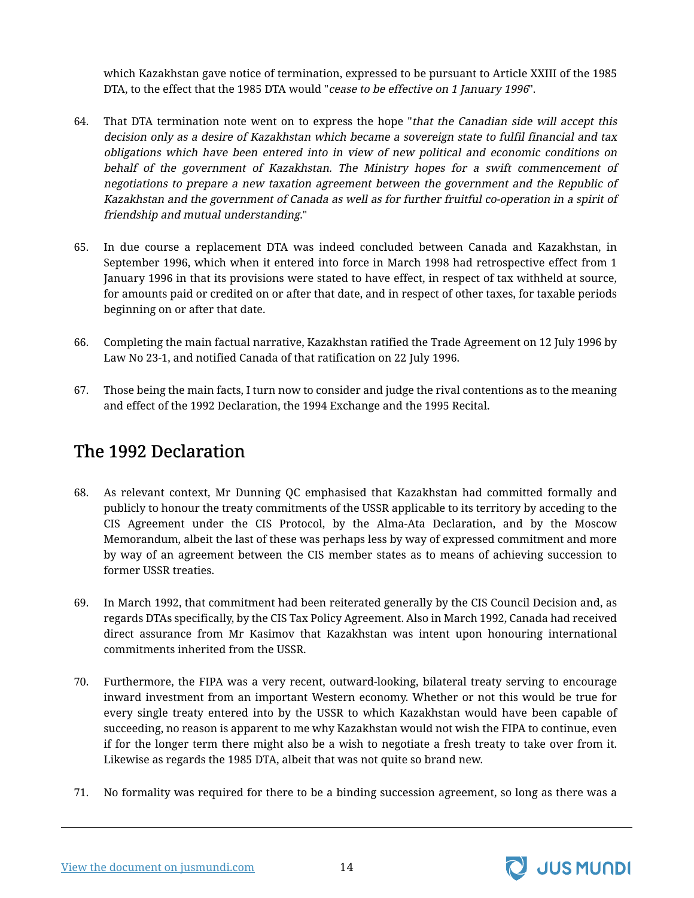which Kazakhstan gave notice of termination, expressed to be pursuant to Article XXIII of the 1985 DTA, to the effect that the 1985 DTA would "*cease to be effective on 1 January 1996*".

64. That DTA termination note went on to express the hope "*that the Canadian side will accept this decision only as a desire of Kazakhstan which became a sovereign state to fulfil financial and tax obligations which have been entered into in view of new political and economic conditions on behalf of the government of Kazakhstan. The Ministry hopes for a swift commencement of negotiations to prepare a new taxation agreement between the government and the Republic of Kazakhstan and the government of Canada as well as for further fruitful co-operation in a spirit of friendship and mutual understanding.*"

65. In due course a replacement DTA was indeed concluded between Canada and Kazakhstan, in September 1996, which when it entered into force in March 1998 had retrospective effect from 1 January 1996 in that its provisions were stated to have effect, in respect of tax withheld at source, for amounts paid or credited on or after that date, and in respect of other taxes, for taxable periods beginning on or after that date.

66. Completing the main factual narrative, Kazakhstan ratified the Trade Agreement on 12 July 1996 by Law No 23-1, and notified Canada of that ratification on 22 July 1996.

67. Those being the main facts, I turn now to consider and judge the rival contentions as to the meaning and effect of the 1992 Declaration, the 1994 Exchange and the 1995 Recital.

## The 1992 Declaration

68. As relevant context, Mr Dunning QC emphasised that Kazakhstan had committed formally and publicly to honour the treaty commitments of the USSR applicable to its territory by acceding to the CIS Agreement under the CIS Protocol, by the Alma-Ata Declaration, and by the Moscow Memorandum, albeit the last of these was perhaps less by way of expressed commitment and more by way of an agreement between the CIS member states as to means of achieving succession to former USSR treaties.

69. In March 1992, that commitment had been reiterated generally by the CIS Council Decision and, as regards DTAs specifically, by the CIS Tax Policy Agreement. Also in March 1992, Canada had received direct assurance from Mr Kasimov that Kazakhstan was intent upon honouring international commitments inherited from the USSR.

70. Furthermore, the FIPA was a very recent, outward-looking, bilateral treaty serving to encourage inward investment from an important Western economy. Whether or not this would be true for every single treaty entered into by the USSR to which Kazakhstan would have been capable of succeeding, no reason is apparent to me why Kazakhstan would not wish the FIPA to continue, even if for the longer term there might also be a wish to negotiate a fresh treaty to take over from it. Likewise as regards the 1985 DTA, albeit that was not quite so brand new.

71. No formality was required for there to be a binding succession agreement, so long as there was a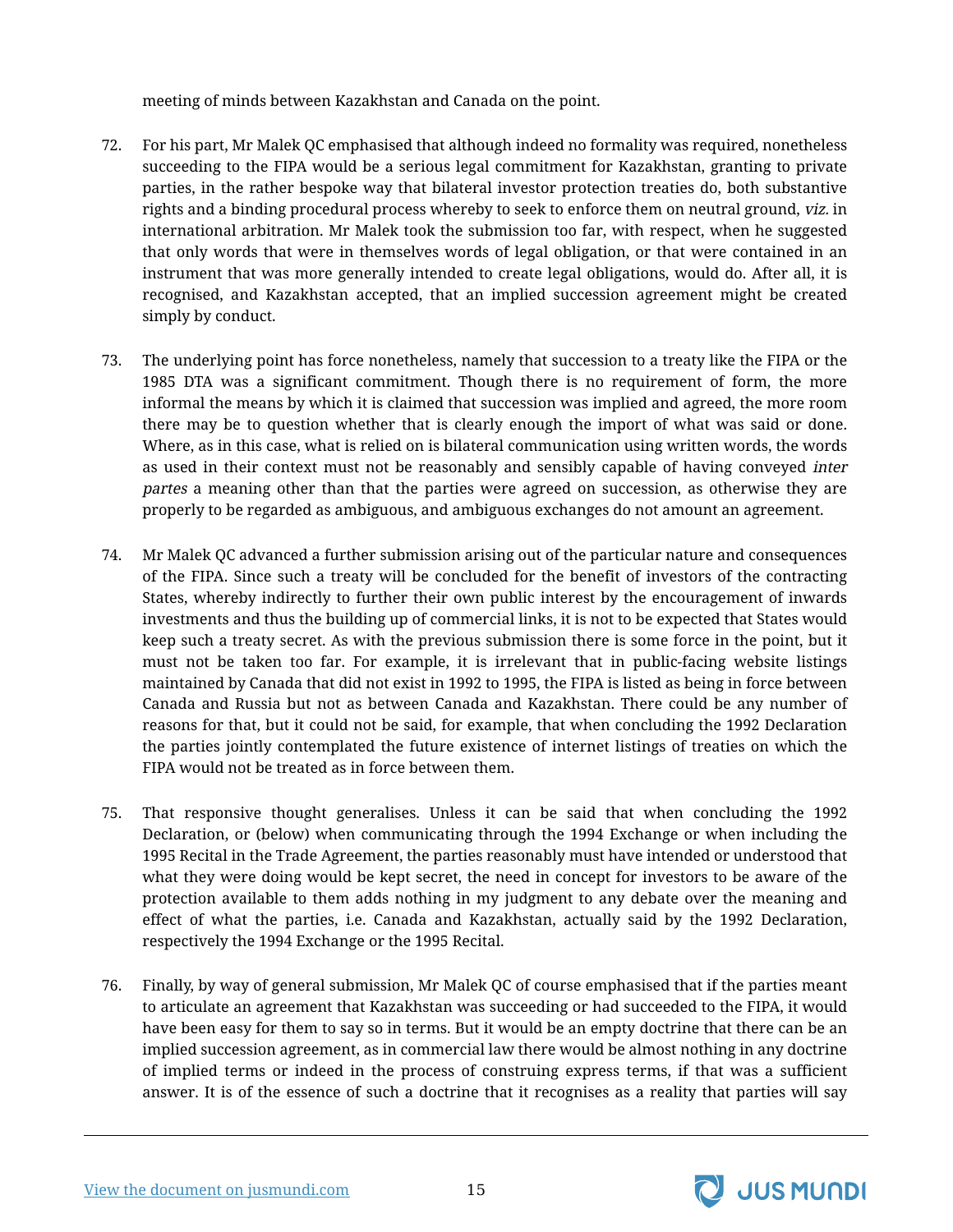meeting of minds between Kazakhstan and Canada on the point.

72. For his part, Mr Malek QC emphasised that although indeed no formality was required, nonetheless succeeding to the FIPA would be a serious legal commitment for Kazakhstan, granting to private parties, in the rather bespoke way that bilateral investor protection treaties do, both substantive rights and a binding procedural process whereby to seek to enforce them on neutral ground, *viz.* in international arbitration. Mr Malek took the submission too far, with respect, when he suggested that only words that were in themselves words of legal obligation, or that were contained in an instrument that was more generally intended to create legal obligations, would do. After all, it is recognised, and Kazakhstan accepted, that an implied succession agreement might be created simply by conduct.

73. The underlying point has force nonetheless, namely that succession to a treaty like the FIPA or the 1985 DTA was a significant commitment. Though there is no requirement of form, the more informal the means by which it is claimed that succession was implied and agreed, the more room there may be to question whether that is clearly enough the import of what was said or done. Where, as in this case, what is relied on is bilateral communication using written words, the words as used in their context must not be reasonably and sensibly capable of having conveyed *inter partes* a meaning other than that the parties were agreed on succession, as otherwise they are properly to be regarded as ambiguous, and ambiguous exchanges do not amount an agreement.

74. Mr Malek QC advanced a further submission arising out of the particular nature and consequences of the FIPA. Since such a treaty will be concluded for the benefit of investors of the contracting States, whereby indirectly to further their own public interest by the encouragement of inwards investments and thus the building up of commercial links, it is not to be expected that States would keep such a treaty secret. As with the previous submission there is some force in the point, but it must not be taken too far. For example, it is irrelevant that in public-facing website listings maintained by Canada that did not exist in 1992 to 1995, the FIPA is listed as being in force between Canada and Russia but not as between Canada and Kazakhstan. There could be any number of reasons for that, but it could not be said, for example, that when concluding the 1992 Declaration the parties jointly contemplated the future existence of internet listings of treaties on which the FIPA would not be treated as in force between them.

75. That responsive thought generalises. Unless it can be said that when concluding the 1992 Declaration, or (below) when communicating through the 1994 Exchange or when including the 1995 Recital in the Trade Agreement, the parties reasonably must have intended or understood that what they were doing would be kept secret, the need in concept for investors to be aware of the protection available to them adds nothing in my judgment to any debate over the meaning and effect of what the parties, i.e. Canada and Kazakhstan, actually said by the 1992 Declaration, respectively the 1994 Exchange or the 1995 Recital.

76. Finally, by way of general submission, Mr Malek QC of course emphasised that if the parties meant to articulate an agreement that Kazakhstan was succeeding or had succeeded to the FIPA, it would have been easy for them to say so in terms. But it would be an empty doctrine that there can be an implied succession agreement, as in commercial law there would be almost nothing in any doctrine of implied terms or indeed in the process of construing express terms, if that was a sufficient answer. It is of the essence of such a doctrine that it recognises as a reality that parties will say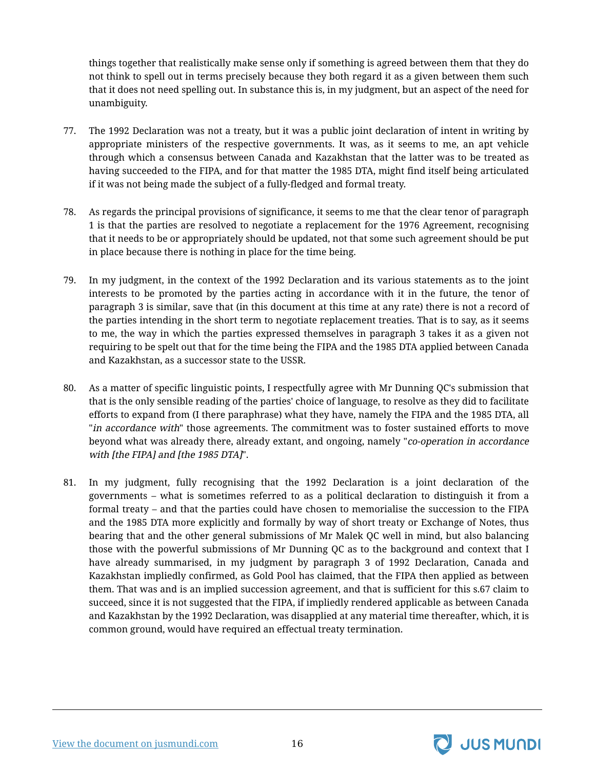things together that realistically make sense only if something is agreed between them that they do not think to spell out in terms precisely because they both regard it as a given between them such that it does not need spelling out. In substance this is, in my judgment, but an aspect of the need for unambiguity.

77. The 1992 Declaration was not a treaty, but it was a public joint declaration of intent in writing by appropriate ministers of the respective governments. It was, as it seems to me, an apt vehicle through which a consensus between Canada and Kazakhstan that the latter was to be treated as having succeeded to the FIPA, and for that matter the 1985 DTA, might find itself being articulated if it was not being made the subject of a fully-fledged and formal treaty.

78. As regards the principal provisions of significance, it seems to me that the clear tenor of paragraph 1 is that the parties are resolved to negotiate a replacement for the 1976 Agreement, recognising that it needs to be or appropriately should be updated, not that some such agreement should be put in place because there is nothing in place for the time being.

79. In my judgment, in the context of the 1992 Declaration and its various statements as to the joint interests to be promoted by the parties acting in accordance with it in the future, the tenor of paragraph 3 is similar, save that (in this document at this time at any rate) there is not a record of the parties intending in the short term to negotiate replacement treaties. That is to say, as it seems to me, the way in which the parties expressed themselves in paragraph 3 takes it as a given not requiring to be spelt out that for the time being the FIPA and the 1985 DTA applied between Canada and Kazakhstan, as a successor state to the USSR.

80. As a matter of specific linguistic points, I respectfully agree with Mr Dunning QC's submission that that is the only sensible reading of the parties' choice of language, to resolve as they did to facilitate efforts to expand from (I there paraphrase) what they have, namely the FIPA and the 1985 DTA, all "*in accordance with*" those agreements. The commitment was to foster sustained efforts to move beyond what was already there, already extant, and ongoing, namely "*co-operation in accordance with [the FIPA] and [the 1985 DTA]*".

81. In my judgment, fully recognising that the 1992 Declaration is a joint declaration of the governments – what is sometimes referred to as a political declaration to distinguish it from a formal treaty – and that the parties could have chosen to memorialise the succession to the FIPA and the 1985 DTA more explicitly and formally by way of short treaty or Exchange of Notes, thus bearing that and the other general submissions of Mr Malek QC well in mind, but also balancing those with the powerful submissions of Mr Dunning QC as to the background and context that I have already summarised, in my judgment by paragraph 3 of 1992 Declaration, Canada and Kazakhstan impliedly confirmed, as Gold Pool has claimed, that the FIPA then applied as between them. That was and is an implied succession agreement, and that is sufficient for this s.67 claim to succeed, since it is not suggested that the FIPA, if impliedly rendered applicable as between Canada and Kazakhstan by the 1992 Declaration, was disapplied at any material time thereafter, which, it is common ground, would have required an effectual treaty termination.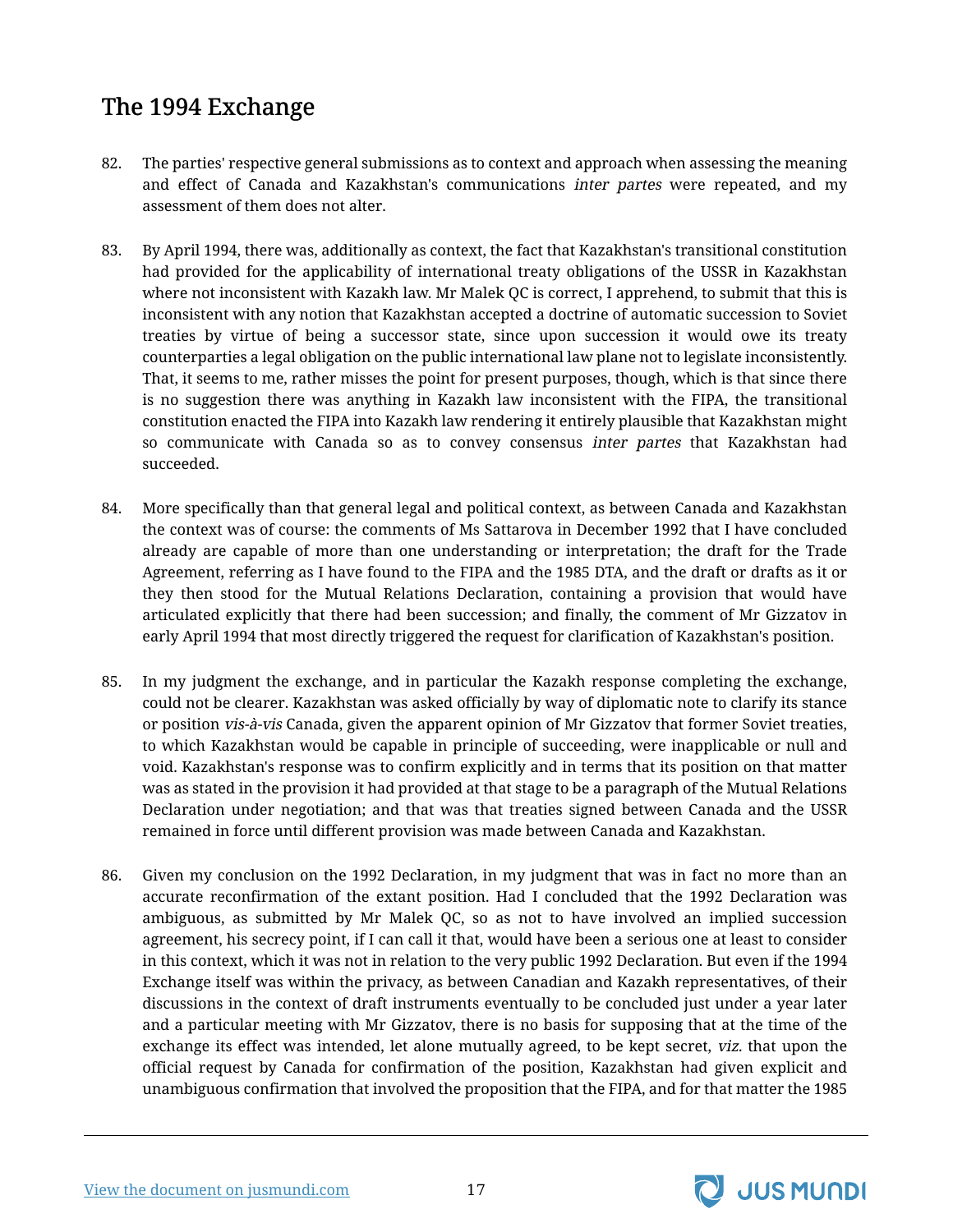## The 1994 Exchange

82. The parties' respective general submissions as to context and approach when assessing the meaning and effect of Canada and Kazakhstan's communications *inter partes* were repeated, and my assessment of them does not alter.

83. By April 1994, there was, additionally as context, the fact that Kazakhstan's transitional constitution had provided for the applicability of international treaty obligations of the USSR in Kazakhstan where not inconsistent with Kazakh law. Mr Malek QC is correct, I apprehend, to submit that this is inconsistent with any notion that Kazakhstan accepted a doctrine of automatic succession to Soviet treaties by virtue of being a successor state, since upon succession it would owe its treaty counterparties a legal obligation on the public international law plane not to legislate inconsistently. That, it seems to me, rather misses the point for present purposes, though, which is that since there is no suggestion there was anything in Kazakh law inconsistent with the FIPA, the transitional constitution enacted the FIPA into Kazakh law rendering it entirely plausible that Kazakhstan might so communicate with Canada so as to convey consensus *inter partes* that Kazakhstan had succeeded.

84. More specifically than that general legal and political context, as between Canada and Kazakhstan the context was of course: the comments of Ms Sattarova in December 1992 that I have concluded already are capable of more than one understanding or interpretation; the draft for the Trade Agreement, referring as I have found to the FIPA and the 1985 DTA, and the draft or drafts as it or they then stood for the Mutual Relations Declaration, containing a provision that would have articulated explicitly that there had been succession; and finally, the comment of Mr Gizzatov in early April 1994 that most directly triggered the request for clarification of Kazakhstan's position.

85. In my judgment the exchange, and in particular the Kazakh response completing the exchange, could not be clearer. Kazakhstan was asked officially by way of diplomatic note to clarify its stance or position *vis-à-vis* Canada, given the apparent opinion of Mr Gizzatov that former Soviet treaties, to which Kazakhstan would be capable in principle of succeeding, were inapplicable or null and void. Kazakhstan's response was to confirm explicitly and in terms that its position on that matter was as stated in the provision it had provided at that stage to be a paragraph of the Mutual Relations Declaration under negotiation; and that was that treaties signed between Canada and the USSR remained in force until different provision was made between Canada and Kazakhstan.

86. Given my conclusion on the 1992 Declaration, in my judgment that was in fact no more than an accurate reconfirmation of the extant position. Had I concluded that the 1992 Declaration was ambiguous, as submitted by Mr Malek QC, so as not to have involved an implied succession agreement, his secrecy point, if I can call it that, would have been a serious one at least to consider in this context, which it was not in relation to the very public 1992 Declaration. But even if the 1994 Exchange itself was within the privacy, as between Canadian and Kazakh representatives, of their discussions in the context of draft instruments eventually to be concluded just under a year later and a particular meeting with Mr Gizzatov, there is no basis for supposing that at the time of the exchange its effect was intended, let alone mutually agreed, to be kept secret, *viz.* that upon the official request by Canada for confirmation of the position, Kazakhstan had given explicit and unambiguous confirmation that involved the proposition that the FIPA, and for that matter the 1985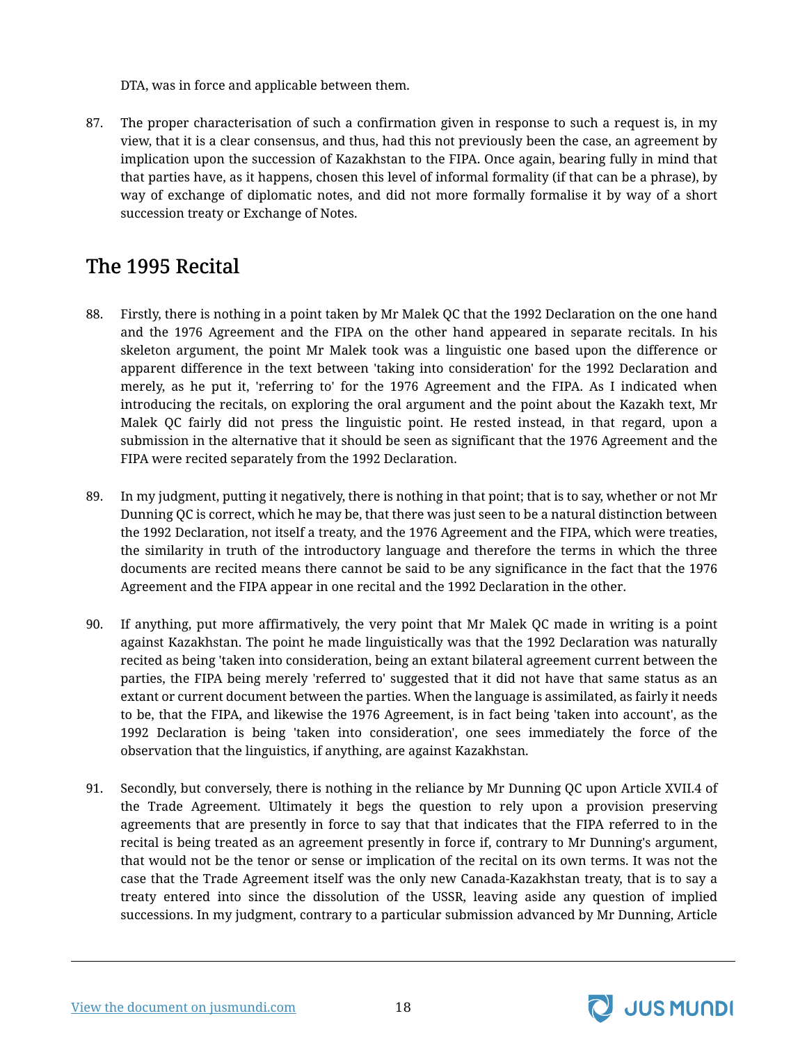DTA, was in force and applicable between them.

87. The proper characterisation of such a confirmation given in response to such a request is, in my view, that it is a clear consensus, and thus, had this not previously been the case, an agreement by implication upon the succession of Kazakhstan to the FIPA. Once again, bearing fully in mind that that parties have, as it happens, chosen this level of informal formality (if that can be a phrase), by way of exchange of diplomatic notes, and did not more formally formalise it by way of a short succession treaty or Exchange of Notes.

## The 1995 Recital

88. Firstly, there is nothing in a point taken by Mr Malek QC that the 1992 Declaration on the one hand and the 1976 Agreement and the FIPA on the other hand appeared in separate recitals. In his skeleton argument, the point Mr Malek took was a linguistic one based upon the difference or apparent difference in the text between 'taking into consideration' for the 1992 Declaration and merely, as he put it, 'referring to' for the 1976 Agreement and the FIPA. As I indicated when introducing the recitals, on exploring the oral argument and the point about the Kazakh text, Mr Malek QC fairly did not press the linguistic point. He rested instead, in that regard, upon a submission in the alternative that it should be seen as significant that the 1976 Agreement and the FIPA were recited separately from the 1992 Declaration.

89. In my judgment, putting it negatively, there is nothing in that point; that is to say, whether or not Mr Dunning QC is correct, which he may be, that there was just seen to be a natural distinction between the 1992 Declaration, not itself a treaty, and the 1976 Agreement and the FIPA, which were treaties, the similarity in truth of the introductory language and therefore the terms in which the three documents are recited means there cannot be said to be any significance in the fact that the 1976 Agreement and the FIPA appear in one recital and the 1992 Declaration in the other.

90. If anything, put more affirmatively, the very point that Mr Malek QC made in writing is a point against Kazakhstan. The point he made linguistically was that the 1992 Declaration was naturally recited as being 'taken into consideration, being an extant bilateral agreement current between the parties, the FIPA being merely 'referred to' suggested that it did not have that same status as an extant or current document between the parties. When the language is assimilated, as fairly it needs to be, that the FIPA, and likewise the 1976 Agreement, is in fact being 'taken into account', as the 1992 Declaration is being 'taken into consideration', one sees immediately the force of the observation that the linguistics, if anything, are against Kazakhstan.

91. Secondly, but conversely, there is nothing in the reliance by Mr Dunning QC upon Article XVII.4 of the Trade Agreement. Ultimately it begs the question to rely upon a provision preserving agreements that are presently in force to say that that indicates that the FIPA referred to in the recital is being treated as an agreement presently in force if, contrary to Mr Dunning's argument, that would not be the tenor or sense or implication of the recital on its own terms. It was not the case that the Trade Agreement itself was the only new Canada-Kazakhstan treaty, that is to say a treaty entered into since the dissolution of the USSR, leaving aside any question of implied successions. In my judgment, contrary to a particular submission advanced by Mr Dunning, Article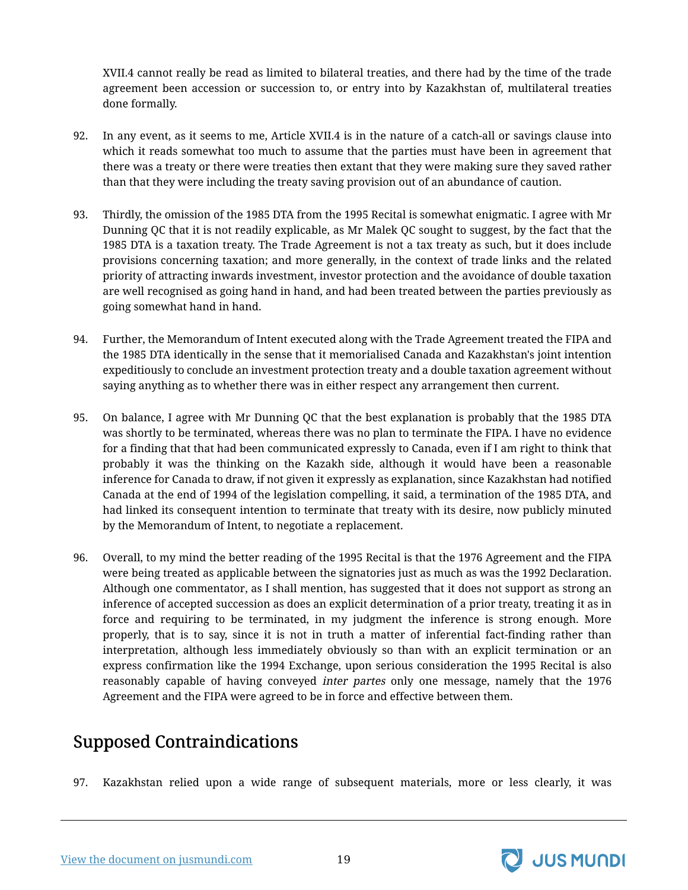XVII.4 cannot really be read as limited to bilateral treaties, and there had by the time of the trade agreement been accession or succession to, or entry into by Kazakhstan of, multilateral treaties done formally.

92. In any event, as it seems to me, Article XVII.4 is in the nature of a catch-all or savings clause into which it reads somewhat too much to assume that the parties must have been in agreement that there was a treaty or there were treaties then extant that they were making sure they saved rather than that they were including the treaty saving provision out of an abundance of caution.

93. Thirdly, the omission of the 1985 DTA from the 1995 Recital is somewhat enigmatic. I agree with Mr Dunning QC that it is not readily explicable, as Mr Malek QC sought to suggest, by the fact that the 1985 DTA is a taxation treaty. The Trade Agreement is not a tax treaty as such, but it does include provisions concerning taxation; and more generally, in the context of trade links and the related priority of attracting inwards investment, investor protection and the avoidance of double taxation are well recognised as going hand in hand, and had been treated between the parties previously as going somewhat hand in hand.

94. Further, the Memorandum of Intent executed along with the Trade Agreement treated the FIPA and the 1985 DTA identically in the sense that it memorialised Canada and Kazakhstan's joint intention expeditiously to conclude an investment protection treaty and a double taxation agreement without saying anything as to whether there was in either respect any arrangement then current.

95. On balance, I agree with Mr Dunning QC that the best explanation is probably that the 1985 DTA was shortly to be terminated, whereas there was no plan to terminate the FIPA. I have no evidence for a finding that that had been communicated expressly to Canada, even if I am right to think that probably it was the thinking on the Kazakh side, although it would have been a reasonable inference for Canada to draw, if not given it expressly as explanation, since Kazakhstan had notified Canada at the end of 1994 of the legislation compelling, it said, a termination of the 1985 DTA, and had linked its consequent intention to terminate that treaty with its desire, now publicly minuted by the Memorandum of Intent, to negotiate a replacement.

96. Overall, to my mind the better reading of the 1995 Recital is that the 1976 Agreement and the FIPA were being treated as applicable between the signatories just as much as was the 1992 Declaration. Although one commentator, as I shall mention, has suggested that it does not support as strong an inference of accepted succession as does an explicit determination of a prior treaty, treating it as in force and requiring to be terminated, in my judgment the inference is strong enough. More properly, that is to say, since it is not in truth a matter of inferential fact-finding rather than interpretation, although less immediately obviously so than with an explicit termination or an express confirmation like the 1994 Exchange, upon serious consideration the 1995 Recital is also reasonably capable of having conveyed *inter partes* only one message, namely that the 1976 Agreement and the FIPA were agreed to be in force and effective between them.

## Supposed Contraindications

97. Kazakhstan relied upon a wide range of subsequent materials, more or less clearly, it was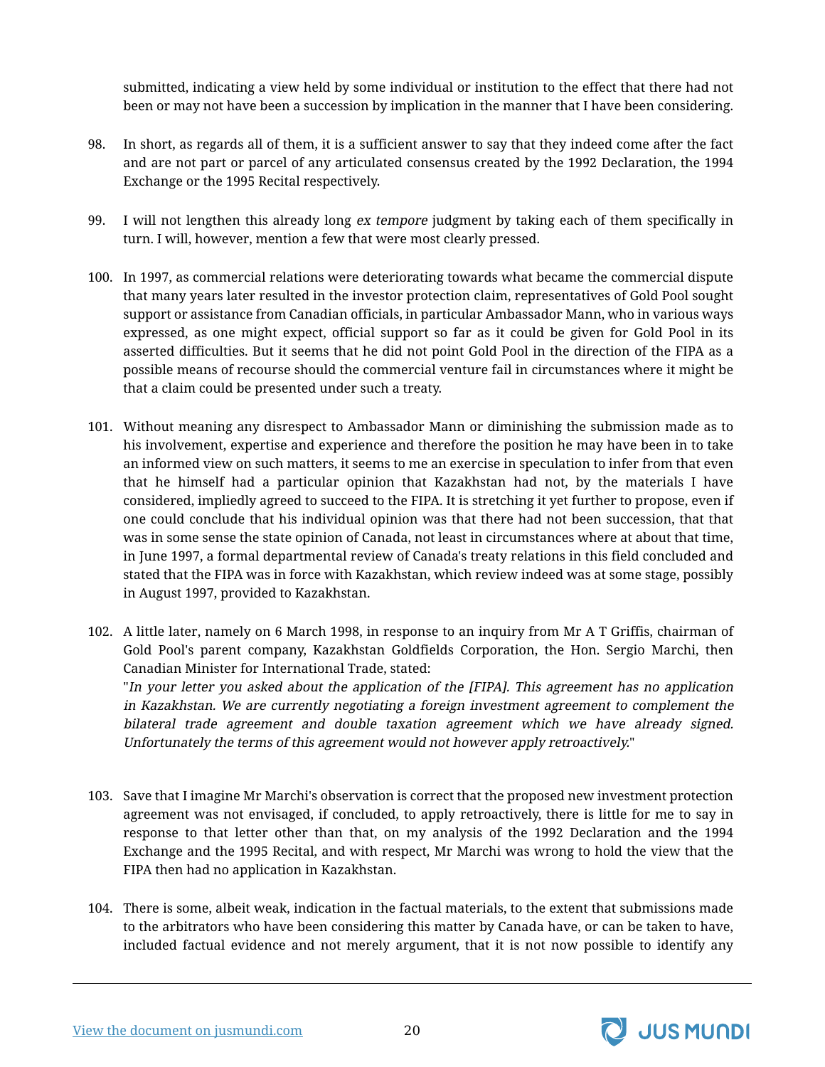submitted, indicating a view held by some individual or institution to the effect that there had not been or may not have been a succession by implication in the manner that I have been considering.

98. In short, as regards all of them, it is a sufficient answer to say that they indeed come after the fact and are not part or parcel of any articulated consensus created by the 1992 Declaration, the 1994 Exchange or the 1995 Recital respectively.

99. I will not lengthen this already long *ex tempore* judgment by taking each of them specifically in turn. I will, however, mention a few that were most clearly pressed.

100. In 1997, as commercial relations were deteriorating towards what became the commercial dispute that many years later resulted in the investor protection claim, representatives of Gold Pool sought support or assistance from Canadian officials, in particular Ambassador Mann, who in various ways expressed, as one might expect, official support so far as it could be given for Gold Pool in its asserted difficulties. But it seems that he did not point Gold Pool in the direction of the FIPA as a possible means of recourse should the commercial venture fail in circumstances where it might be that a claim could be presented under such a treaty.

101. Without meaning any disrespect to Ambassador Mann or diminishing the submission made as to his involvement, expertise and experience and therefore the position he may have been in to take an informed view on such matters, it seems to me an exercise in speculation to infer from that even that he himself had a particular opinion that Kazakhstan had not, by the materials I have considered, impliedly agreed to succeed to the FIPA. It is stretching it yet further to propose, even if one could conclude that his individual opinion was that there had not been succession, that that was in some sense the state opinion of Canada, not least in circumstances where at about that time, in June 1997, a formal departmental review of Canada's treaty relations in this field concluded and stated that the FIPA was in force with Kazakhstan, which review indeed was at some stage, possibly in August 1997, provided to Kazakhstan.

102. A little later, namely on 6 March 1998, in response to an inquiry from Mr A T Griffis, chairman of Gold Pool's parent company, Kazakhstan Goldfields Corporation, the Hon. Sergio Marchi, then Canadian Minister for International Trade, stated:
"*In your letter you asked about the application of the [FIPA]. This agreement has no application in Kazakhstan. We are currently negotiating a foreign investment agreement to complement the bilateral trade agreement and double taxation agreement which we have already signed. Unfortunately the terms of this agreement would not however apply retroactively.*"

103. Save that I imagine Mr Marchi's observation is correct that the proposed new investment protection agreement was not envisaged, if concluded, to apply retroactively, there is little for me to say in response to that letter other than that, on my analysis of the 1992 Declaration and the 1994 Exchange and the 1995 Recital, and with respect, Mr Marchi was wrong to hold the view that the FIPA then had no application in Kazakhstan.

104. There is some, albeit weak, indication in the factual materials, to the extent that submissions made to the arbitrators who have been considering this matter by Canada have, or can be taken to have, included factual evidence and not merely argument, that it is not now possible to identify any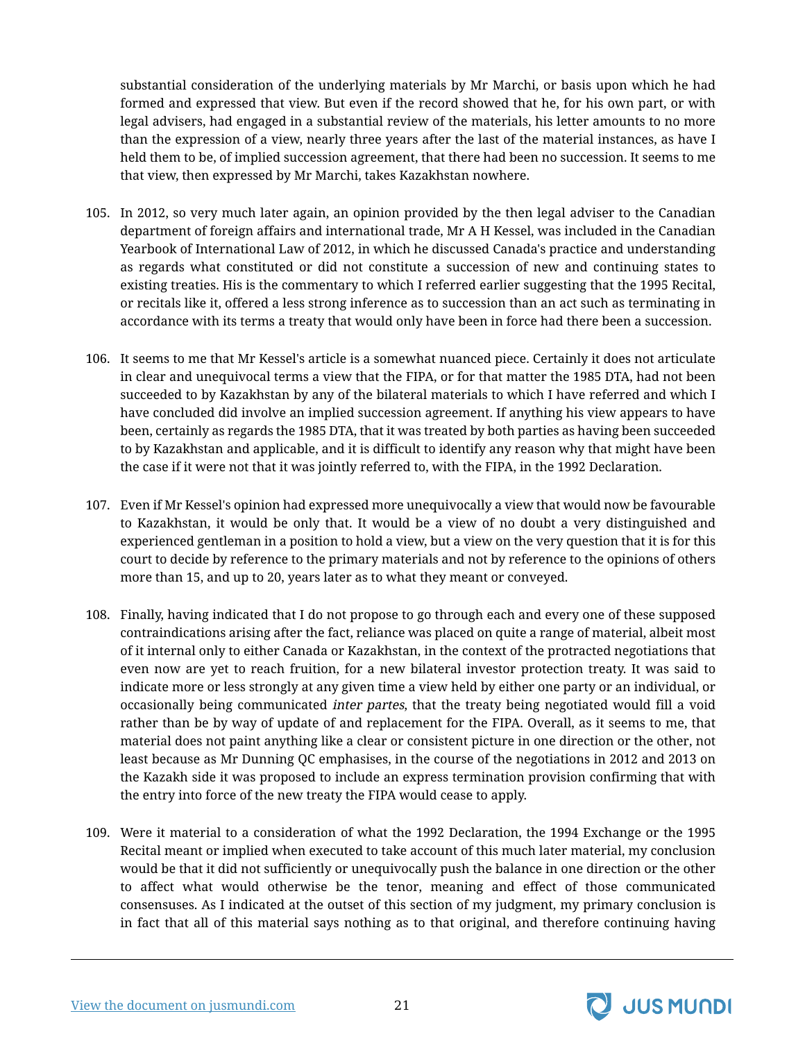substantial consideration of the underlying materials by Mr Marchi, or basis upon which he had formed and expressed that view. But even if the record showed that he, for his own part, or with legal advisers, had engaged in a substantial review of the materials, his letter amounts to no more than the expression of a view, nearly three years after the last of the material instances, as have I held them to be, of implied succession agreement, that there had been no succession. It seems to me that view, then expressed by Mr Marchi, takes Kazakhstan nowhere.

105. In 2012, so very much later again, an opinion provided by the then legal adviser to the Canadian department of foreign affairs and international trade, Mr A H Kessel, was included in the Canadian Yearbook of International Law of 2012, in which he discussed Canada's practice and understanding as regards what constituted or did not constitute a succession of new and continuing states to existing treaties. His is the commentary to which I referred earlier suggesting that the 1995 Recital, or recitals like it, offered a less strong inference as to succession than an act such as terminating in accordance with its terms a treaty that would only have been in force had there been a succession.

106. It seems to me that Mr Kessel's article is a somewhat nuanced piece. Certainly it does not articulate in clear and unequivocal terms a view that the FIPA, or for that matter the 1985 DTA, had not been succeeded to by Kazakhstan by any of the bilateral materials to which I have referred and which I have concluded did involve an implied succession agreement. If anything his view appears to have been, certainly as regards the 1985 DTA, that it was treated by both parties as having been succeeded to by Kazakhstan and applicable, and it is difficult to identify any reason why that might have been the case if it were not that it was jointly referred to, with the FIPA, in the 1992 Declaration.

107. Even if Mr Kessel's opinion had expressed more unequivocally a view that would now be favourable to Kazakhstan, it would be only that. It would be a view of no doubt a very distinguished and experienced gentleman in a position to hold a view, but a view on the very question that it is for this court to decide by reference to the primary materials and not by reference to the opinions of others more than 15, and up to 20, years later as to what they meant or conveyed.

108. Finally, having indicated that I do not propose to go through each and every one of these supposed contraindications arising after the fact, reliance was placed on quite a range of material, albeit most of it internal only to either Canada or Kazakhstan, in the context of the protracted negotiations that even now are yet to reach fruition, for a new bilateral investor protection treaty. It was said to indicate more or less strongly at any given time a view held by either one party or an individual, or occasionally being communicated *inter partes*, that the treaty being negotiated would fill a void rather than be by way of update of and replacement for the FIPA. Overall, as it seems to me, that material does not paint anything like a clear or consistent picture in one direction or the other, not least because as Mr Dunning QC emphasises, in the course of the negotiations in 2012 and 2013 on the Kazakh side it was proposed to include an express termination provision confirming that with the entry into force of the new treaty the FIPA would cease to apply.

109. Were it material to a consideration of what the 1992 Declaration, the 1994 Exchange or the 1995 Recital meant or implied when executed to take account of this much later material, my conclusion would be that it did not sufficiently or unequivocally push the balance in one direction or the other to affect what would otherwise be the tenor, meaning and effect of those communicated consensuses. As I indicated at the outset of this section of my judgment, my primary conclusion is in fact that all of this material says nothing as to that original, and therefore continuing having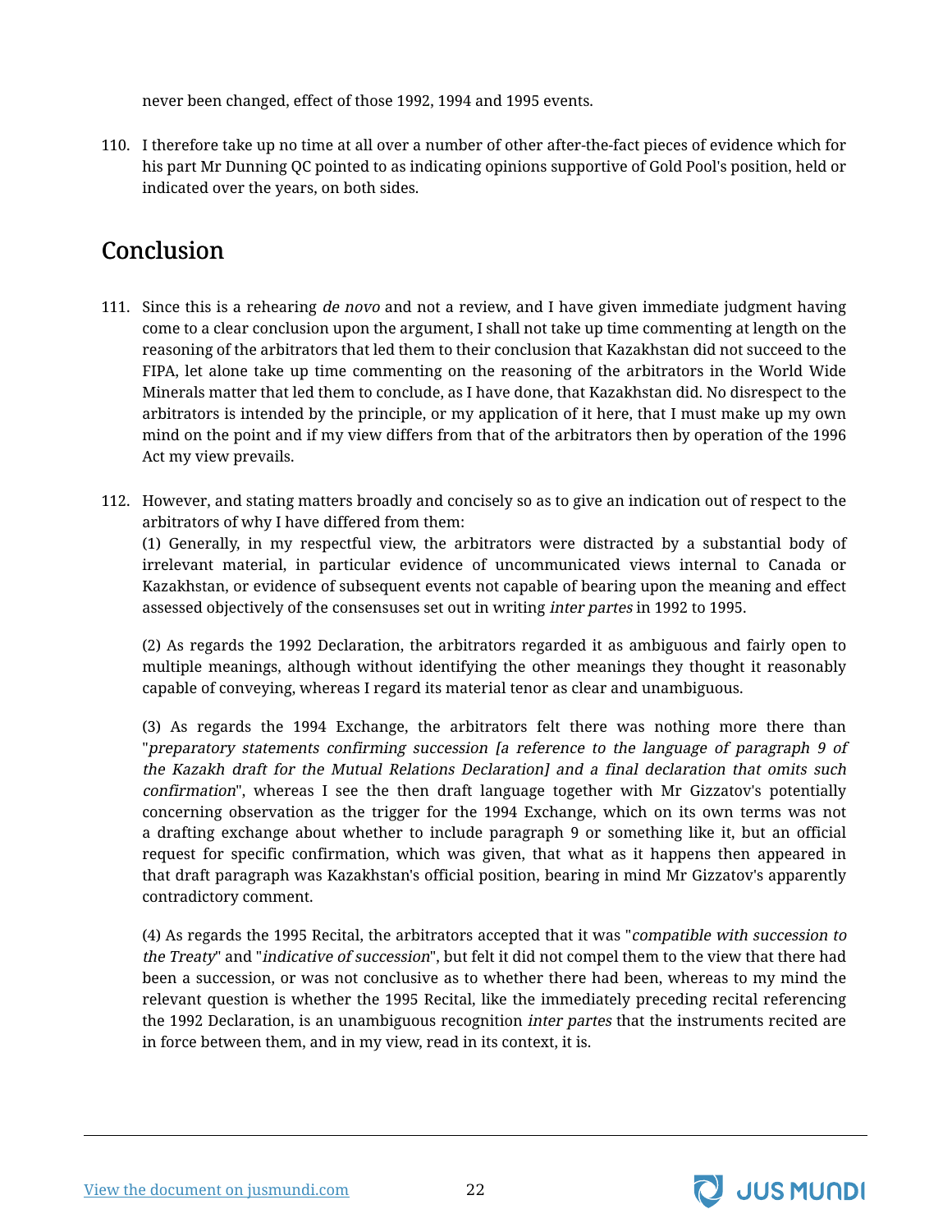never been changed, effect of those 1992, 1994 and 1995 events.

110. I therefore take up no time at all over a number of other after-the-fact pieces of evidence which for his part Mr Dunning QC pointed to as indicating opinions supportive of Gold Pool's position, held or indicated over the years, on both sides.

## Conclusion

111. Since this is a rehearing *de novo* and not a review, and I have given immediate judgment having come to a clear conclusion upon the argument, I shall not take up time commenting at length on the reasoning of the arbitrators that led them to their conclusion that Kazakhstan did not succeed to the FIPA, let alone take up time commenting on the reasoning of the arbitrators in the World Wide Minerals matter that led them to conclude, as I have done, that Kazakhstan did. No disrespect to the arbitrators is intended by the principle, or my application of it here, that I must make up my own mind on the point and if my view differs from that of the arbitrators then by operation of the 1996 Act my view prevails.

112. However, and stating matters broadly and concisely so as to give an indication out of respect to the arbitrators of why I have differed from them:

(1) Generally, in my respectful view, the arbitrators were distracted by a substantial body of irrelevant material, in particular evidence of uncommunicated views internal to Canada or Kazakhstan, or evidence of subsequent events not capable of bearing upon the meaning and effect assessed objectively of the consensuses set out in writing *inter partes* in 1992 to 1995.

(2) As regards the 1992 Declaration, the arbitrators regarded it as ambiguous and fairly open to multiple meanings, although without identifying the other meanings they thought it reasonably capable of conveying, whereas I regard its material tenor as clear and unambiguous.

(3) As regards the 1994 Exchange, the arbitrators felt there was nothing more there than "*preparatory statements confirming succession [a reference to the language of paragraph 9 of the Kazakh draft for the Mutual Relations Declaration] and a final declaration that omits such confirmation*", whereas I see the then draft language together with Mr Gizzatov's potentially concerning observation as the trigger for the 1994 Exchange, which on its own terms was not a drafting exchange about whether to include paragraph 9 or something like it, but an official request for specific confirmation, which was given, that what as it happens then appeared in that draft paragraph was Kazakhstan's official position, bearing in mind Mr Gizzatov's apparently contradictory comment.

(4) As regards the 1995 Recital, the arbitrators accepted that it was "*compatible with succession to the Treaty*" and "*indicative of succession*", but felt it did not compel them to the view that there had been a succession, or was not conclusive as to whether there had been, whereas to my mind the relevant question is whether the 1995 Recital, like the immediately preceding recital referencing the 1992 Declaration, is an unambiguous recognition *inter partes* that the instruments recited are in force between them, and in my view, read in its context, it is.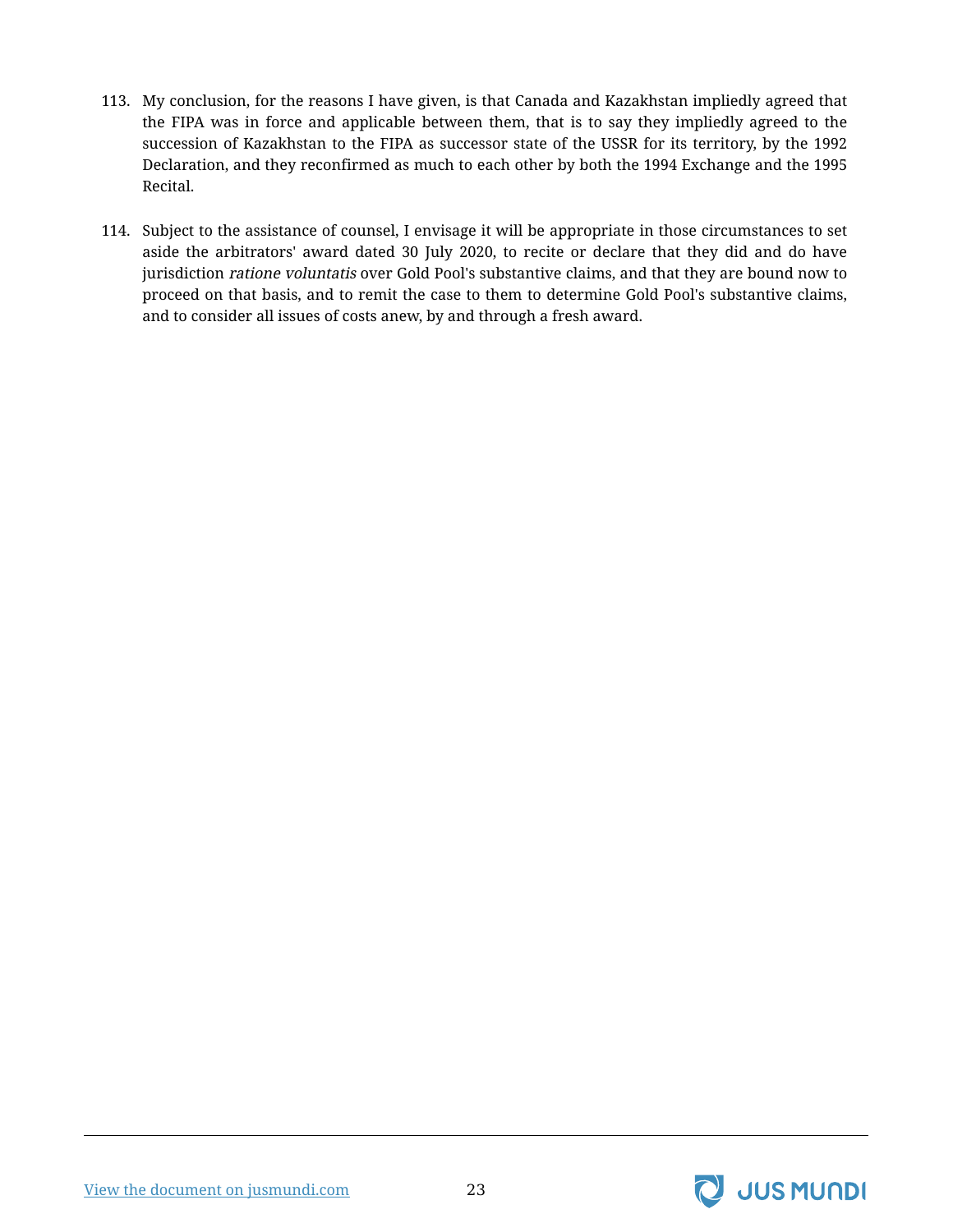113. My conclusion, for the reasons I have given, is that Canada and Kazakhstan impliedly agreed that the FIPA was in force and applicable between them, that is to say they impliedly agreed to the succession of Kazakhstan to the FIPA as successor state of the USSR for its territory, by the 1992 Declaration, and they reconfirmed as much to each other by both the 1994 Exchange and the 1995 Recital.

114. Subject to the assistance of counsel, I envisage it will be appropriate in those circumstances to set aside the arbitrators' award dated 30 July 2020, to recite or declare that they did and do have jurisdiction *ratione voluntatis* over Gold Pool's substantive claims, and that they are bound now to proceed on that basis, and to remit the case to them to determine Gold Pool's substantive claims, and to consider all issues of costs anew, by and through a fresh award.